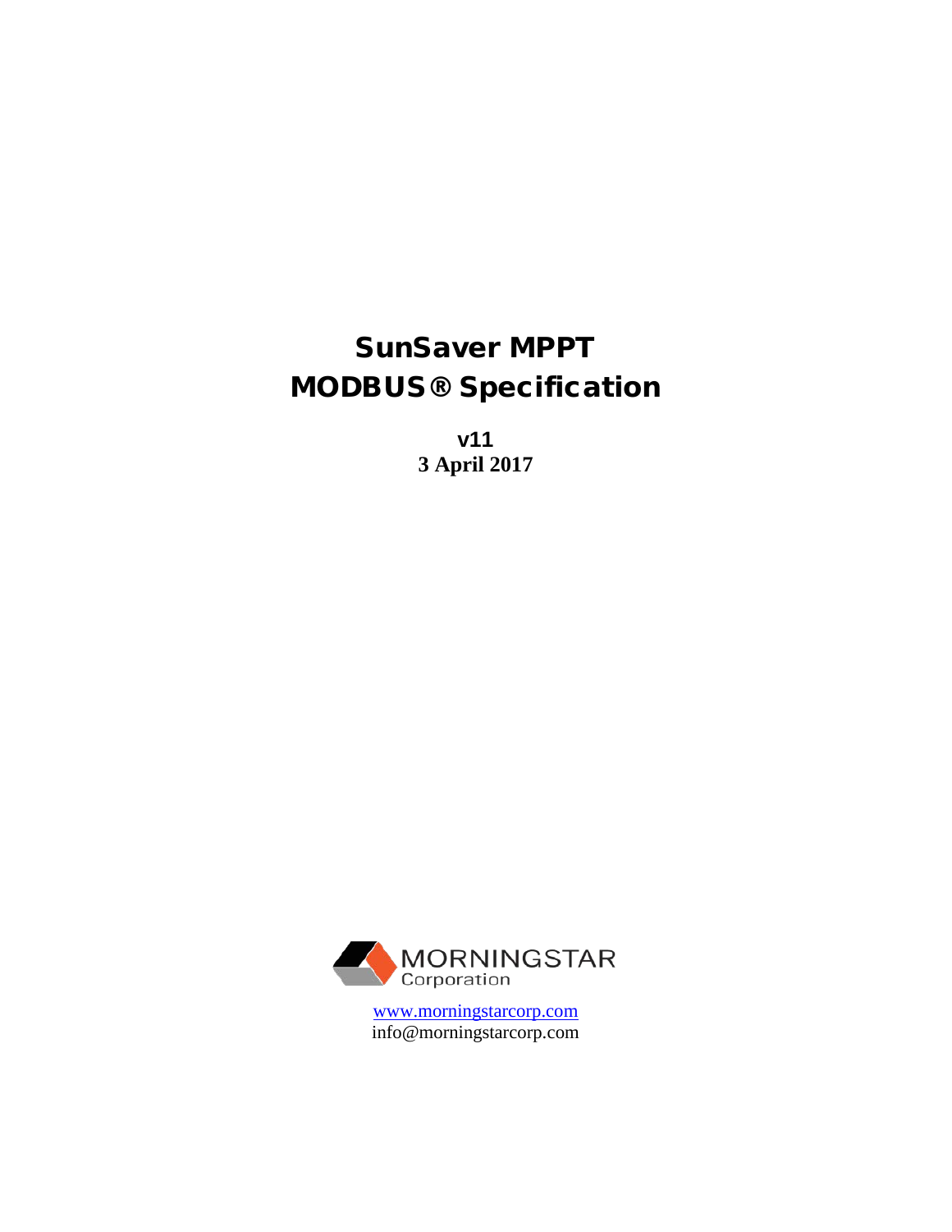# SunSaver MPPT
# MODBUS® Specification

**v11**
**3 April 2017**

MORNINGSTAR
Corporation

www.morningstarcorp.com
info@morningstarcorp.com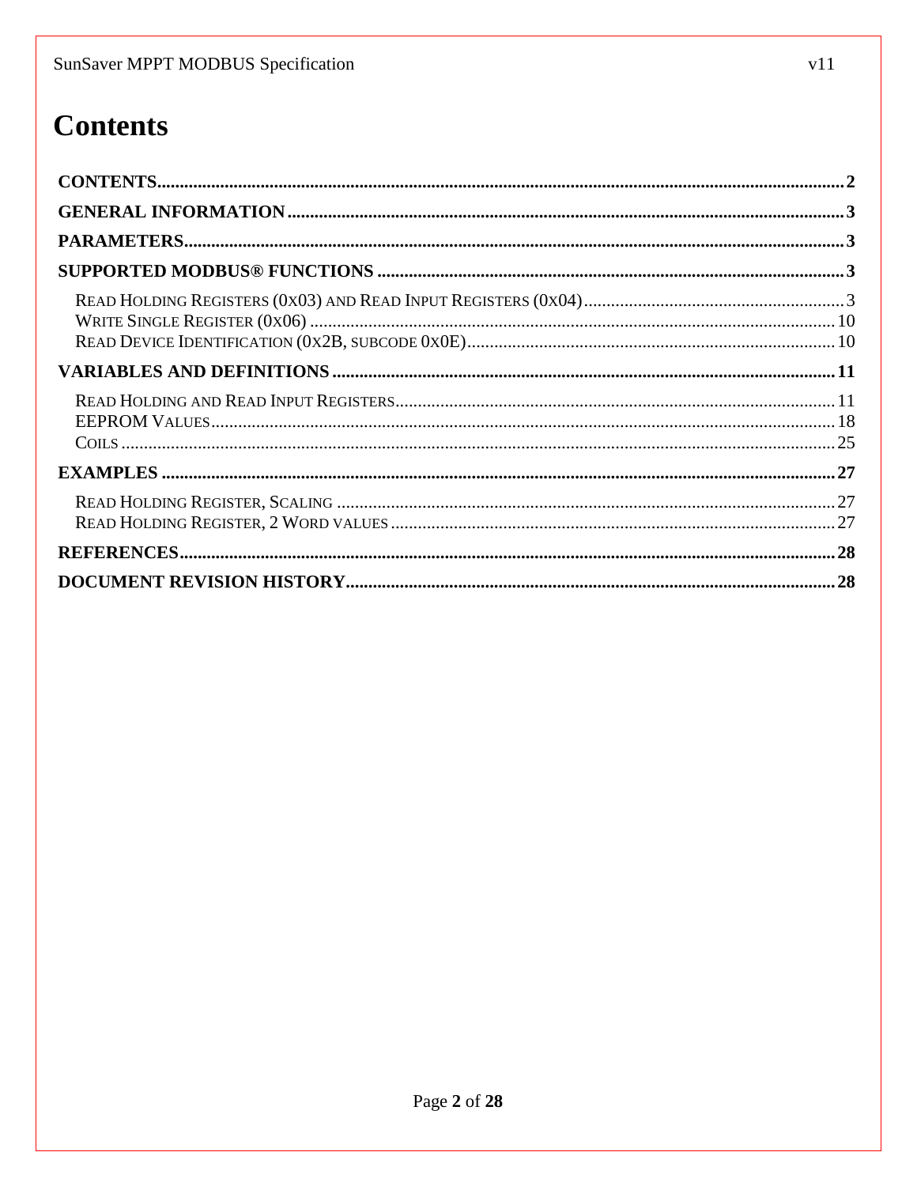# Contents

- **CONTENTS** ........ 2
- **GENERAL INFORMATION** ........ 3
- **PARAMETERS** ........ 3
- **SUPPORTED MODBUS® FUNCTIONS** ........ 3
  - READ HOLDING REGISTERS (0X03) AND READ INPUT REGISTERS (0X04) ........ 3
  - WRITE SINGLE REGISTER (0X06) ........ 10
  - READ DEVICE IDENTIFICATION (0X2B, SUBCODE 0X0E) ........ 10
- **VARIABLES AND DEFINITIONS** ........ 11
  - READ HOLDING AND READ INPUT REGISTERS ........ 11
  - EEPROM VALUES ........ 18
  - COILS ........ 25
- **EXAMPLES** ........ 27
  - READ HOLDING REGISTER, SCALING ........ 27
  - READ HOLDING REGISTER, 2 WORD VALUES ........ 27
- **REFERENCES** ........ 28
- **DOCUMENT REVISION HISTORY** ........ 28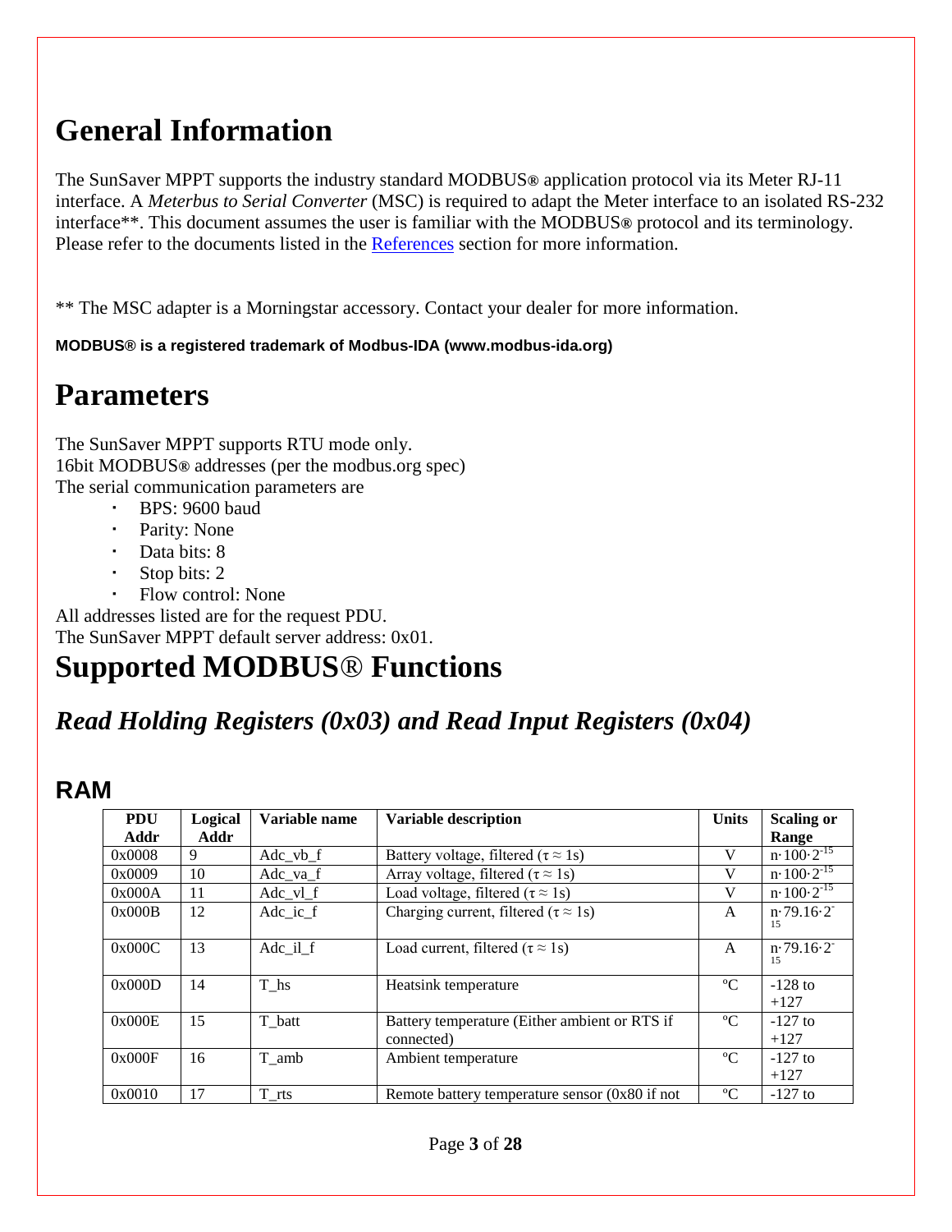# General Information

The SunSaver MPPT supports the industry standard MODBUS® application protocol via its Meter RJ-11 interface. A *Meterbus to Serial Converter* (MSC) is required to adapt the Meter interface to an isolated RS-232 interface**. This document assumes the user is familiar with the MODBUS® protocol and its terminology. Please refer to the documents listed in the References section for more information.

** The MSC adapter is a Morningstar accessory. Contact your dealer for more information.

**MODBUS® is a registered trademark of Modbus-IDA (www.modbus-ida.org)**

# Parameters

The SunSaver MPPT supports RTU mode only.
16bit MODBUS® addresses (per the modbus.org spec)
The serial communication parameters are

- BPS: 9600 baud
- Parity: None
- Data bits: 8
- Stop bits: 2
- Flow control: None

All addresses listed are for the request PDU.
The SunSaver MPPT default server address: 0x01.

# Supported MODBUS® Functions

## *Read Holding Registers (0x03) and Read Input Registers (0x04)*

### RAM

| PDU Addr | Logical Addr | Variable name | Variable description | Units | Scaling or Range |
|---|---|---|---|---|---|
| 0x0008 | 9 | Adc_vb_f | Battery voltage, filtered (τ ≈ 1s) | V | $n \cdot 100 \cdot 2^{-15}$ |
| 0x0009 | 10 | Adc_va_f | Array voltage, filtered (τ ≈ 1s) | V | $n \cdot 100 \cdot 2^{-15}$ |
| 0x000A | 11 | Adc_vl_f | Load voltage, filtered (τ ≈ 1s) | V | $n \cdot 100 \cdot 2^{-15}$ |
| 0x000B | 12 | Adc_ic_f | Charging current, filtered (τ ≈ 1s) | A | $n \cdot 79.16 \cdot 2^{-15}$ |
| 0x000C | 13 | Adc_il_f | Load current, filtered (τ ≈ 1s) | A | $n \cdot 79.16 \cdot 2^{-15}$ |
| 0x000D | 14 | T_hs | Heatsink temperature | ºC | -128 to +127 |
| 0x000E | 15 | T_batt | Battery temperature (Either ambient or RTS if connected) | ºC | -127 to +127 |
| 0x000F | 16 | T_amb | Ambient temperature | ºC | -127 to +127 |
| 0x0010 | 17 | T_rts | Remote battery temperature sensor (0x80 if not | ºC | -127 to |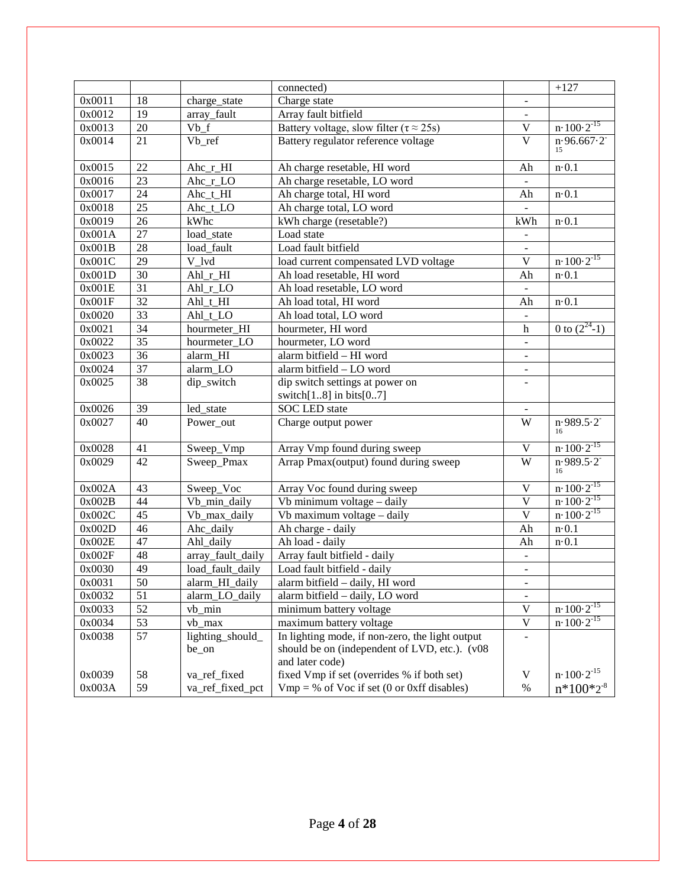| | | | connected) | | +127 |
|---|---|---|---|---|---|
| 0x0011 | 18 | charge_state | Charge state | - | |
| 0x0012 | 19 | array_fault | Array fault bitfield | - | |
| 0x0013 | 20 | Vb_f | Battery voltage, slow filter ($\tau \approx 25s$) | V | $n \cdot 100 \cdot 2^{-15}$ |
| 0x0014 | 21 | Vb_ref | Battery regulator reference voltage | V | $n \cdot 96.667 \cdot 2^{-15}$ |
| 0x0015 | 22 | Ahc_r_HI | Ah charge resetable, HI word | Ah | $n \cdot 0.1$ |
| 0x0016 | 23 | Ahc_r_LO | Ah charge resetable, LO word | - | |
| 0x0017 | 24 | Ahc_t_HI | Ah charge total, HI word | Ah | $n \cdot 0.1$ |
| 0x0018 | 25 | Ahc_t_LO | Ah charge total, LO word | - | |
| 0x0019 | 26 | kWhc | kWh charge (resetable?) | kWh | $n \cdot 0.1$ |
| 0x001A | 27 | load_state | Load state | - | |
| 0x001B | 28 | load_fault | Load fault bitfield | - | |
| 0x001C | 29 | V_lvd | load current compensated LVD voltage | V | $n \cdot 100 \cdot 2^{-15}$ |
| 0x001D | 30 | Ahl_r_HI | Ah load resetable, HI word | Ah | $n \cdot 0.1$ |
| 0x001E | 31 | Ahl_r_LO | Ah load resetable, LO word | - | |
| 0x001F | 32 | Ahl_t_HI | Ah load total, HI word | Ah | $n \cdot 0.1$ |
| 0x0020 | 33 | Ahl_t_LO | Ah load total, LO word | - | |
| 0x0021 | 34 | hourmeter_HI | hourmeter, HI word | h | 0 to $(2^{24}-1)$ |
| 0x0022 | 35 | hourmeter_LO | hourmeter, LO word | - | |
| 0x0023 | 36 | alarm_HI | alarm bitfield – HI word | - | |
| 0x0024 | 37 | alarm_LO | alarm bitfield – LO word | - | |
| 0x0025 | 38 | dip_switch | dip switch settings at power on switch[1..8] in bits[0..7] | - | |
| 0x0026 | 39 | led_state | SOC LED state | - | |
| 0x0027 | 40 | Power_out | Charge output power | W | $n \cdot 989.5 \cdot 2^{-16}$ |
| 0x0028 | 41 | Sweep_Vmp | Array Vmp found during sweep | V | $n \cdot 100 \cdot 2^{-15}$ |
| 0x0029 | 42 | Sweep_Pmax | Arrap Pmax(output) found during sweep | W | $n \cdot 989.5 \cdot 2^{-16}$ |
| 0x002A | 43 | Sweep_Voc | Array Voc found during sweep | V | $n \cdot 100 \cdot 2^{-15}$ |
| 0x002B | 44 | Vb_min_daily | Vb minimum voltage – daily | V | $n \cdot 100 \cdot 2^{-15}$ |
| 0x002C | 45 | Vb_max_daily | Vb maximum voltage – daily | V | $n \cdot 100 \cdot 2^{-15}$ |
| 0x002D | 46 | Ahc_daily | Ah charge - daily | Ah | $n \cdot 0.1$ |
| 0x002E | 47 | Ahl_daily | Ah load - daily | Ah | $n \cdot 0.1$ |
| 0x002F | 48 | array_fault_daily | Array fault bitfield - daily | - | |
| 0x0030 | 49 | load_fault_daily | Load fault bitfield - daily | - | |
| 0x0031 | 50 | alarm_HI_daily | alarm bitfield – daily, HI word | - | |
| 0x0032 | 51 | alarm_LO_daily | alarm bitfield – daily, LO word | - | |
| 0x0033 | 52 | vb_min | minimum battery voltage | V | $n \cdot 100 \cdot 2^{-15}$ |
| 0x0034 | 53 | vb_max | maximum battery voltage | V | $n \cdot 100 \cdot 2^{-15}$ |
| 0x0038 | 57 | lighting_should_be_on | In lighting mode, if non-zero, the light output should be on (independent of LVD, etc.). (v08 and later code) | - | |
| 0x0039 | 58 | va_ref_fixed | fixed Vmp if set (overrides % if both set) | V | $n \cdot 100 \cdot 2^{-15}$ |
| 0x003A | 59 | va_ref_fixed_pct | Vmp = % of Voc if set (0 or 0xff disables) | % | $n*100*2^{-8}$ |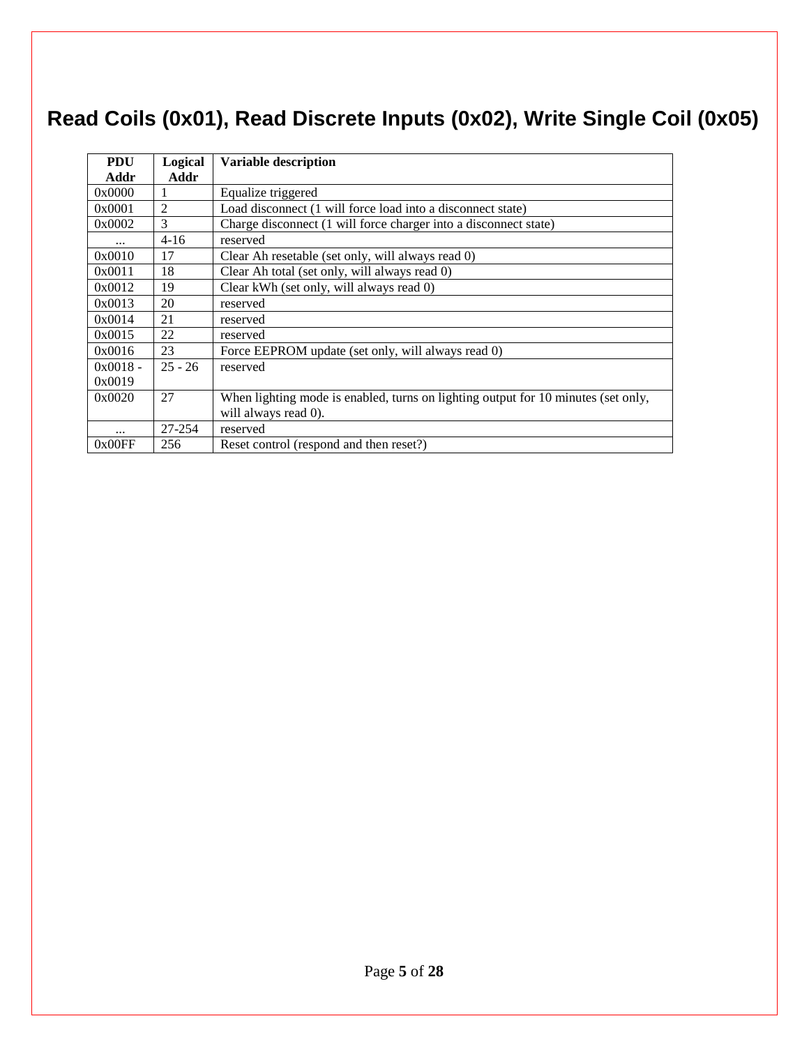# Read Coils (0x01), Read Discrete Inputs (0x02), Write Single Coil (0x05)

| PDU Addr | Logical Addr | Variable description |
|---|---|---|
| 0x0000 | 1 | Equalize triggered |
| 0x0001 | 2 | Load disconnect (1 will force load into a disconnect state) |
| 0x0002 | 3 | Charge disconnect (1 will force charger into a disconnect state) |
| ... | 4-16 | reserved |
| 0x0010 | 17 | Clear Ah resetable (set only, will always read 0) |
| 0x0011 | 18 | Clear Ah total (set only, will always read 0) |
| 0x0012 | 19 | Clear kWh (set only, will always read 0) |
| 0x0013 | 20 | reserved |
| 0x0014 | 21 | reserved |
| 0x0015 | 22 | reserved |
| 0x0016 | 23 | Force EEPROM update (set only, will always read 0) |
| 0x0018 - 0x0019 | 25 - 26 | reserved |
| 0x0020 | 27 | When lighting mode is enabled, turns on lighting output for 10 minutes (set only, will always read 0). |
| ... | 27-254 | reserved |
| 0x00FF | 256 | Reset control (respond and then reset?) |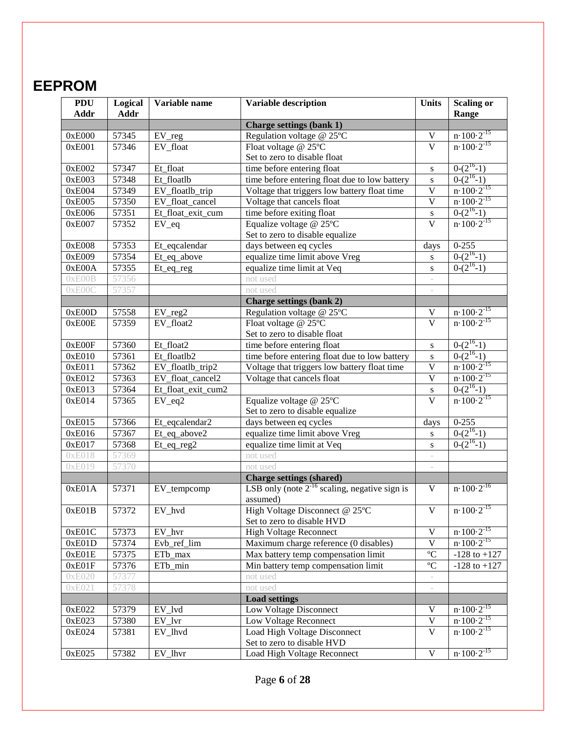# EEPROM

| PDU Addr | Logical Addr | Variable name | Variable description | Units | Scaling or Range |
|---|---|---|---|---|---|
| | | | **Charge settings (bank 1)** | | |
| 0xE000 | 57345 | EV_reg | Regulation voltage @ 25ºC | V | $n \cdot 100 \cdot 2^{-15}$ |
| 0xE001 | 57346 | EV_float | Float voltage @ 25ºC<br>Set to zero to disable float | V | $n \cdot 100 \cdot 2^{-15}$ |
| 0xE002 | 57347 | Et_float | time before entering float | s | $0\text{-}(2^{16}\text{-}1)$ |
| 0xE003 | 57348 | Et_floatlb | time before entering float due to low battery | s | $0\text{-}(2^{16}\text{-}1)$ |
| 0xE004 | 57349 | EV_floatlb_trip | Voltage that triggers low battery float time | V | $n \cdot 100 \cdot 2^{-15}$ |
| 0xE005 | 57350 | EV_float_cancel | Voltage that cancels float | V | $n \cdot 100 \cdot 2^{-15}$ |
| 0xE006 | 57351 | Et_float_exit_cum | time before exiting float | s | $0\text{-}(2^{16}\text{-}1)$ |
| 0xE007 | 57352 | EV_eq | Equalize voltage @ 25ºC<br>Set to zero to disable equalize | V | $n \cdot 100 \cdot 2^{-15}$ |
| 0xE008 | 57353 | Et_eqcalendar | days between eq cycles | days | 0-255 |
| 0xE009 | 57354 | Et_eq_above | equalize time limit above Vreg | s | $0\text{-}(2^{16}\text{-}1)$ |
| 0xE00A | 57355 | Et_eq_reg | equalize time limit at Veq | s | $0\text{-}(2^{16}\text{-}1)$ |
| 0xE00B | 57356 | | not used | - | |
| 0xE00C | 57357 | | not used | - | |
| | | | **Charge settings (bank 2)** | | |
| 0xE00D | 57558 | EV_reg2 | Regulation voltage @ 25ºC | V | $n \cdot 100 \cdot 2^{-15}$ |
| 0xE00E | 57359 | EV_float2 | Float voltage @ 25ºC<br>Set to zero to disable float | V | $n \cdot 100 \cdot 2^{-15}$ |
| 0xE00F | 57360 | Et_float2 | time before entering float | s | $0\text{-}(2^{16}\text{-}1)$ |
| 0xE010 | 57361 | Et_floatlb2 | time before entering float due to low battery | s | $0\text{-}(2^{16}\text{-}1)$ |
| 0xE011 | 57362 | EV_floatlb_trip2 | Voltage that triggers low battery float time | V | $n \cdot 100 \cdot 2^{-15}$ |
| 0xE012 | 57363 | EV_float_cancel2 | Voltage that cancels float | V | $n \cdot 100 \cdot 2^{-15}$ |
| 0xE013 | 57364 | Et_float_exit_cum2 | | s | $0\text{-}(2^{16}\text{-}1)$ |
| 0xE014 | 57365 | EV_eq2 | Equalize voltage @ 25ºC<br>Set to zero to disable equalize | V | $n \cdot 100 \cdot 2^{-15}$ |
| 0xE015 | 57366 | Et_eqcalendar2 | days between eq cycles | days | 0-255 |
| 0xE016 | 57367 | Et_eq_above2 | equalize time limit above Vreg | s | $0\text{-}(2^{16}\text{-}1)$ |
| 0xE017 | 57368 | Et_eq_reg2 | equalize time limit at Veq | s | $0\text{-}(2^{16}\text{-}1)$ |
| 0xE018 | 57369 | | not used | - | |
| 0xE019 | 57370 | | not used | - | |
| | | | **Charge settings (shared)** | | |
| 0xE01A | 57371 | EV_tempcomp | LSB only (note $2^{-16}$ scaling, negative sign is assumed) | V | $n \cdot 100 \cdot 2^{-16}$ |
| 0xE01B | 57372 | EV_hvd | High Voltage Disconnect @ 25ºC<br>Set to zero to disable HVD | V | $n \cdot 100 \cdot 2^{-15}$ |
| 0xE01C | 57373 | EV_hvr | High Voltage Reconnect | V | $n \cdot 100 \cdot 2^{-15}$ |
| 0xE01D | 57374 | Evb_ref_lim | Maximum charge reference (0 disables) | V | $n \cdot 100 \cdot 2^{-15}$ |
| 0xE01E | 57375 | ETb_max | Max battery temp compensation limit | ºC | -128 to +127 |
| 0xE01F | 57376 | ETb_min | Min battery temp compensation limit | ºC | -128 to +127 |
| 0xE020 | 57377 | | not used | - | |
| 0xE021 | 57378 | | not used | - | |
| | | | **Load settings** | | |
| 0xE022 | 57379 | EV_lvd | Low Voltage Disconnect | V | $n \cdot 100 \cdot 2^{-15}$ |
| 0xE023 | 57380 | EV_lvr | Low Voltage Reconnect | V | $n \cdot 100 \cdot 2^{-15}$ |
| 0xE024 | 57381 | EV_lhvd | Load High Voltage Disconnect<br>Set to zero to disable HVD | V | $n \cdot 100 \cdot 2^{-15}$ |
| 0xE025 | 57382 | EV_lhvr | Load High Voltage Reconnect | V | $n \cdot 100 \cdot 2^{-15}$ |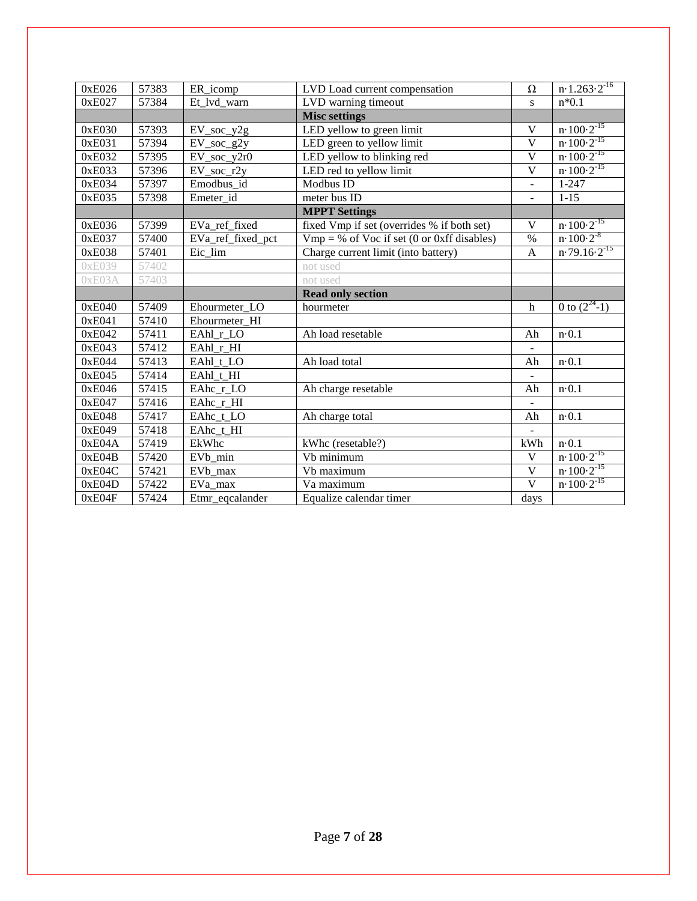| 0xE026 | 57383 | ER_icomp | LVD Load current compensation | Ω | $n \cdot 1.263 \cdot 2^{-16}$ |
|---|---|---|---|---|---|
| 0xE027 | 57384 | Et_lvd_warn | LVD warning timeout | s | n*0.1 |
| | | | **Misc settings** | | |
| 0xE030 | 57393 | EV_soc_y2g | LED yellow to green limit | V | $n \cdot 100 \cdot 2^{-15}$ |
| 0xE031 | 57394 | EV_soc_g2y | LED green to yellow limit | V | $n \cdot 100 \cdot 2^{-15}$ |
| 0xE032 | 57395 | EV_soc_y2r0 | LED yellow to blinking red | V | $n \cdot 100 \cdot 2^{-15}$ |
| 0xE033 | 57396 | EV_soc_r2y | LED red to yellow limit | V | $n \cdot 100 \cdot 2^{-15}$ |
| 0xE034 | 57397 | Emodbus_id | Modbus ID | - | 1-247 |
| 0xE035 | 57398 | Emeter_id | meter bus ID | - | 1-15 |
| | | | **MPPT Settings** | | |
| 0xE036 | 57399 | EVa_ref_fixed | fixed Vmp if set (overrides % if both set) | V | $n \cdot 100 \cdot 2^{-15}$ |
| 0xE037 | 57400 | EVa_ref_fixed_pct | Vmp = % of Voc if set (0 or 0xff disables) | % | $n \cdot 100 \cdot 2^{-8}$ |
| 0xE038 | 57401 | Eic_lim | Charge current limit (into battery) | A | $n \cdot 79.16 \cdot 2^{-15}$ |
| 0xE039 | 57402 | | not used | | |
| 0xE03A | 57403 | | not used | | |
| | | | **Read only section** | | |
| 0xE040 | 57409 | Ehourmeter_LO | hourmeter | h | 0 to $(2^{24}-1)$ |
| 0xE041 | 57410 | Ehourmeter_HI | | | |
| 0xE042 | 57411 | EAhl_r_LO | Ah load resetable | Ah | $n \cdot 0.1$ |
| 0xE043 | 57412 | EAhl_r_HI | | - | |
| 0xE044 | 57413 | EAhl_t_LO | Ah load total | Ah | $n \cdot 0.1$ |
| 0xE045 | 57414 | EAhl_t_HI | | - | |
| 0xE046 | 57415 | EAhc_r_LO | Ah charge resetable | Ah | $n \cdot 0.1$ |
| 0xE047 | 57416 | EAhc_r_HI | | - | |
| 0xE048 | 57417 | EAhc_t_LO | Ah charge total | Ah | $n \cdot 0.1$ |
| 0xE049 | 57418 | EAhc_t_HI | | - | |
| 0xE04A | 57419 | EkWhc | kWhc (resetable?) | kWh | $n \cdot 0.1$ |
| 0xE04B | 57420 | EVb_min | Vb minimum | V | $n \cdot 100 \cdot 2^{-15}$ |
| 0xE04C | 57421 | EVb_max | Vb maximum | V | $n \cdot 100 \cdot 2^{-15}$ |
| 0xE04D | 57422 | EVa_max | Va maximum | V | $n \cdot 100 \cdot 2^{-15}$ |
| 0xE04F | 57424 | Etmr_eqcalander | Equalize calendar timer | days | |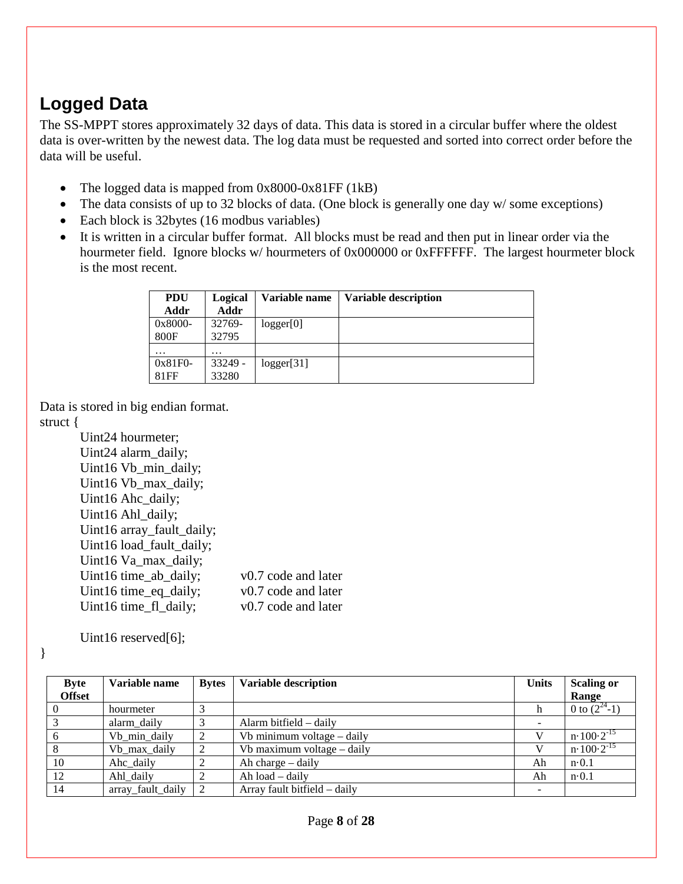## Logged Data

The SS-MPPT stores approximately 32 days of data. This data is stored in a circular buffer where the oldest data is over-written by the newest data. The log data must be requested and sorted into correct order before the data will be useful.

- The logged data is mapped from 0x8000-0x81FF (1kB)
- The data consists of up to 32 blocks of data. (One block is generally one day w/ some exceptions)
- Each block is 32bytes (16 modbus variables)
- It is written in a circular buffer format. All blocks must be read and then put in linear order via the hourmeter field. Ignore blocks w/ hourmeters of 0x000000 or 0xFFFFFF. The largest hourmeter block is the most recent.

| PDU Addr | Logical Addr | Variable name | Variable description |
|---|---|---|---|
| 0x8000-800F | 32769-32795 | logger[0] | |
| … | … | | |
| 0x81F0-81FF | 33249 - 33280 | logger[31] | |

Data is stored in big endian format.

```
struct {
        Uint24 hourmeter;
        Uint24 alarm_daily;
        Uint16 Vb_min_daily;
        Uint16 Vb_max_daily;
        Uint16 Ahc_daily;
        Uint16 Ahl_daily;
        Uint16 array_fault_daily;
        Uint16 load_fault_daily;
        Uint16 Va_max_daily;
        Uint16 time_ab_daily;         v0.7 code and later
        Uint16 time_eq_daily;         v0.7 code and later
        Uint16 time_fl_daily;         v0.7 code and later

        Uint16 reserved[6];
}
```

| Byte Offset | Variable name | Bytes | Variable description | Units | Scaling or Range |
|---|---|---|---|---|---|
| 0 | hourmeter | 3 | | h | 0 to $(2^{24}-1)$ |
| 3 | alarm_daily | 3 | Alarm bitfield – daily | - | |
| 6 | Vb_min_daily | 2 | Vb minimum voltage – daily | V | $n\cdot100\cdot2^{-15}$ |
| 8 | Vb_max_daily | 2 | Vb maximum voltage – daily | V | $n\cdot100\cdot2^{-15}$ |
| 10 | Ahc_daily | 2 | Ah charge – daily | Ah | $n\cdot0.1$ |
| 12 | Ahl_daily | 2 | Ah load – daily | Ah | $n\cdot0.1$ |
| 14 | array_fault_daily | 2 | Array fault bitfield – daily | - | |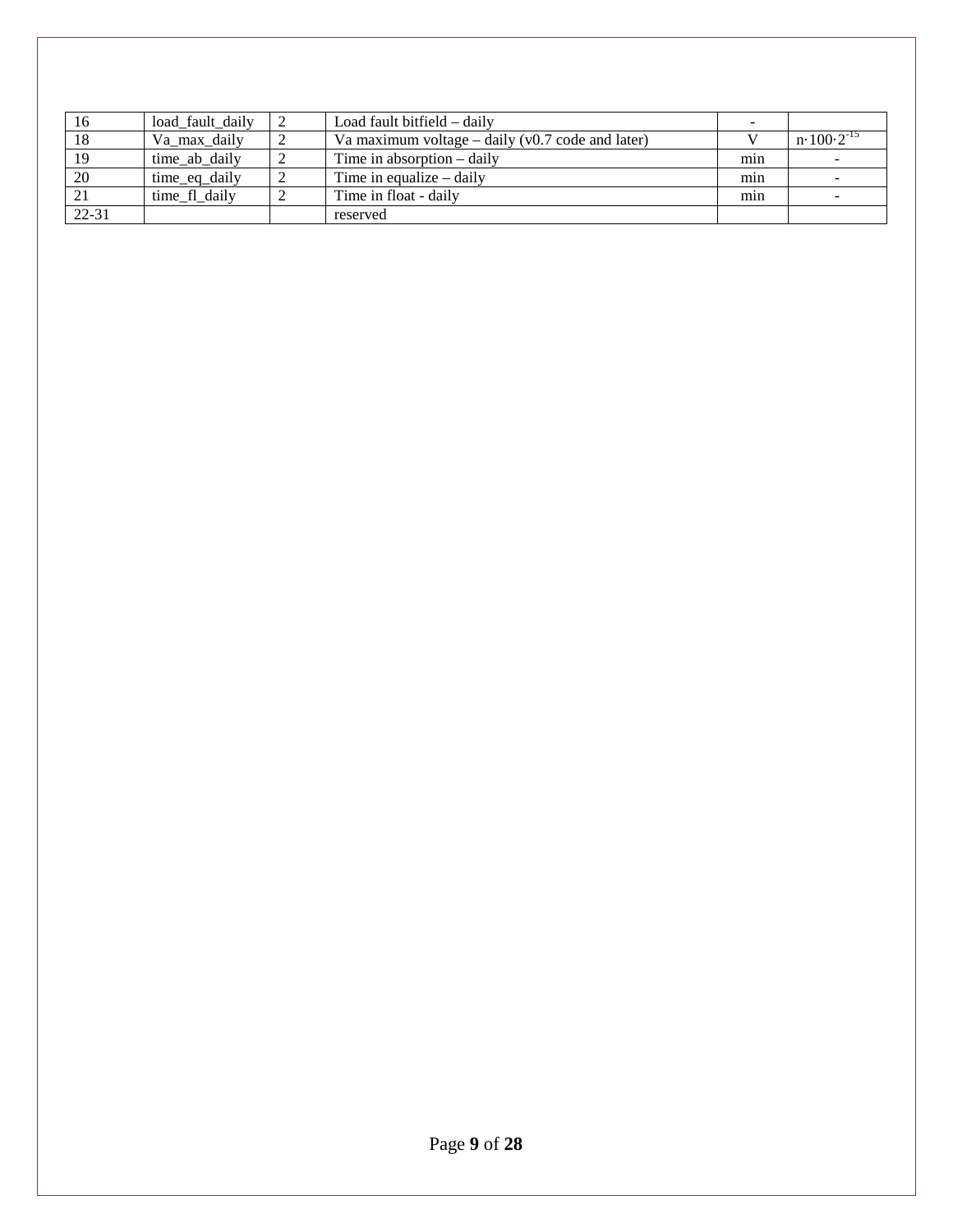| 16 | load_fault_daily | 2 | Load fault bitfield – daily | - | |
|---|---|---|---|---|---|
| 18 | Va_max_daily | 2 | Va maximum voltage – daily (v0.7 code and later) | V | $n \cdot 100 \cdot 2^{-15}$ |
| 19 | time_ab_daily | 2 | Time in absorption – daily | min | - |
| 20 | time_eq_daily | 2 | Time in equalize – daily | min | - |
| 21 | time_fl_daily | 2 | Time in float - daily | min | - |
| 22-31 | | | reserved | | |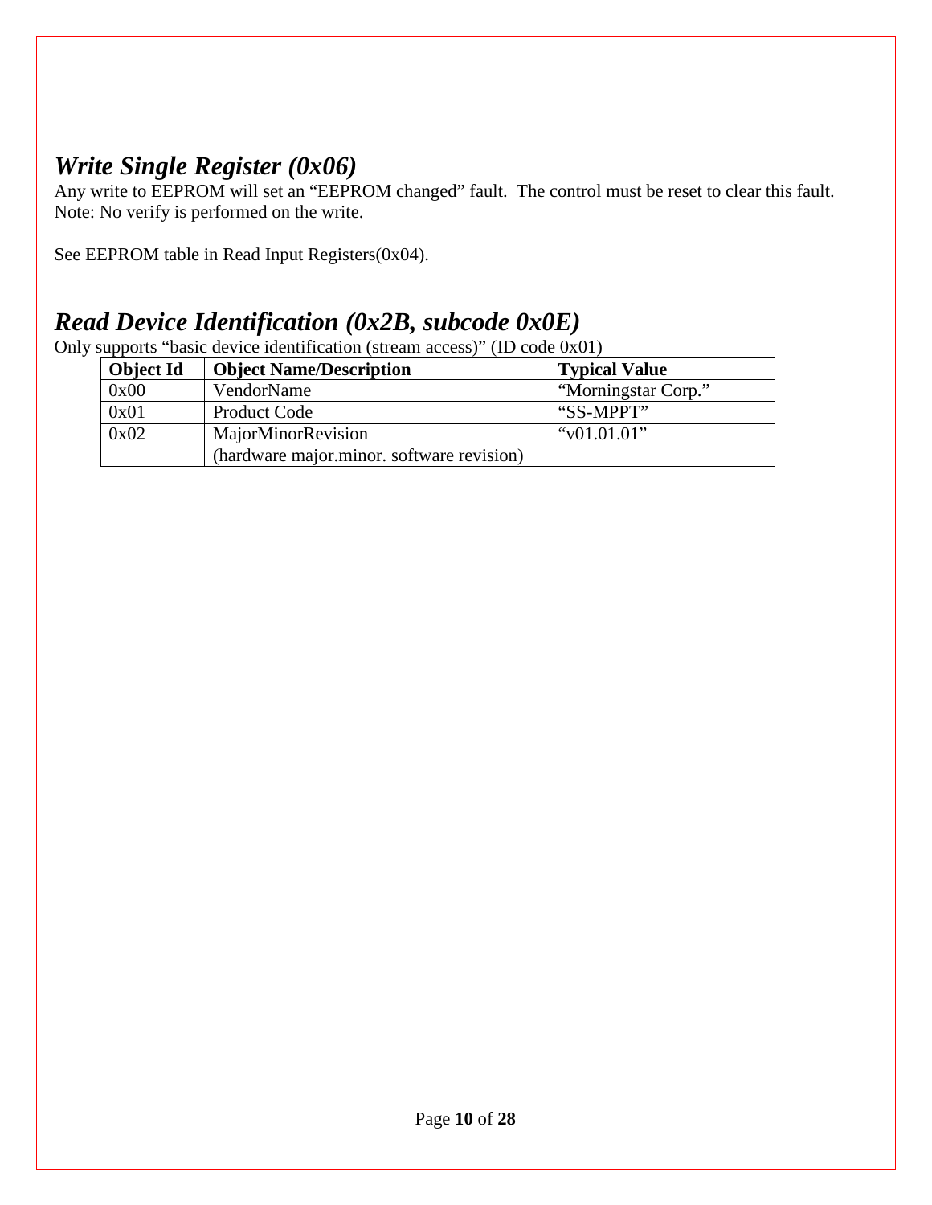## *Write Single Register (0x06)*

Any write to EEPROM will set an “EEPROM changed” fault. The control must be reset to clear this fault. Note: No verify is performed on the write.

See EEPROM table in Read Input Registers(0x04).

## *Read Device Identification (0x2B, subcode 0x0E)*

Only supports “basic device identification (stream access)” (ID code 0x01)

| **Object Id** | **Object Name/Description** | **Typical Value** |
|---|---|---|
| 0x00 | VendorName | “Morningstar Corp.” |
| 0x01 | Product Code | “SS-MPPT” |
| 0x02 | MajorMinorRevision (hardware major.minor. software revision) | “v01.01.01” |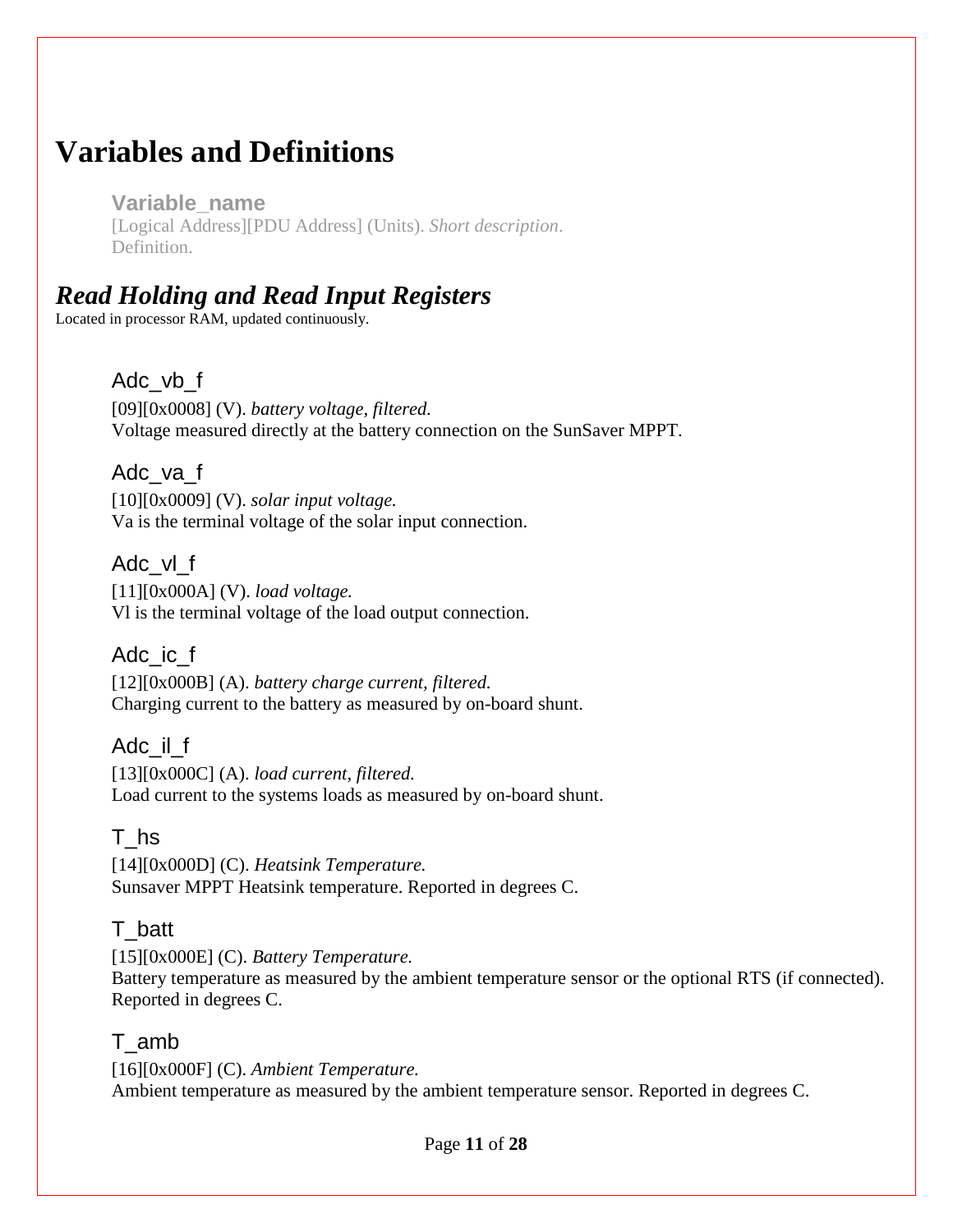# Variables and Definitions

### Variable_name

[Logical Address][PDU Address] (Units). *Short description*.
Definition.

## *Read Holding and Read Input Registers*

Located in processor RAM, updated continuously.

### Adc_vb_f

[09][0x0008] (V). *battery voltage, filtered.*
Voltage measured directly at the battery connection on the SunSaver MPPT.

### Adc_va_f

[10][0x0009] (V). *solar input voltage.*
Va is the terminal voltage of the solar input connection.

### Adc_vl_f

[11][0x000A] (V). *load voltage.*
Vl is the terminal voltage of the load output connection.

### Adc_ic_f

[12][0x000B] (A). *battery charge current, filtered.*
Charging current to the battery as measured by on-board shunt.

### Adc_il_f

[13][0x000C] (A). *load current, filtered.*
Load current to the systems loads as measured by on-board shunt.

### T_hs

[14][0x000D] (C). *Heatsink Temperature.*
Sunsaver MPPT Heatsink temperature. Reported in degrees C.

### T_batt

[15][0x000E] (C). *Battery Temperature.*
Battery temperature as measured by the ambient temperature sensor or the optional RTS (if connected). Reported in degrees C.

### T_amb

[16][0x000F] (C). *Ambient Temperature.*
Ambient temperature as measured by the ambient temperature sensor. Reported in degrees C.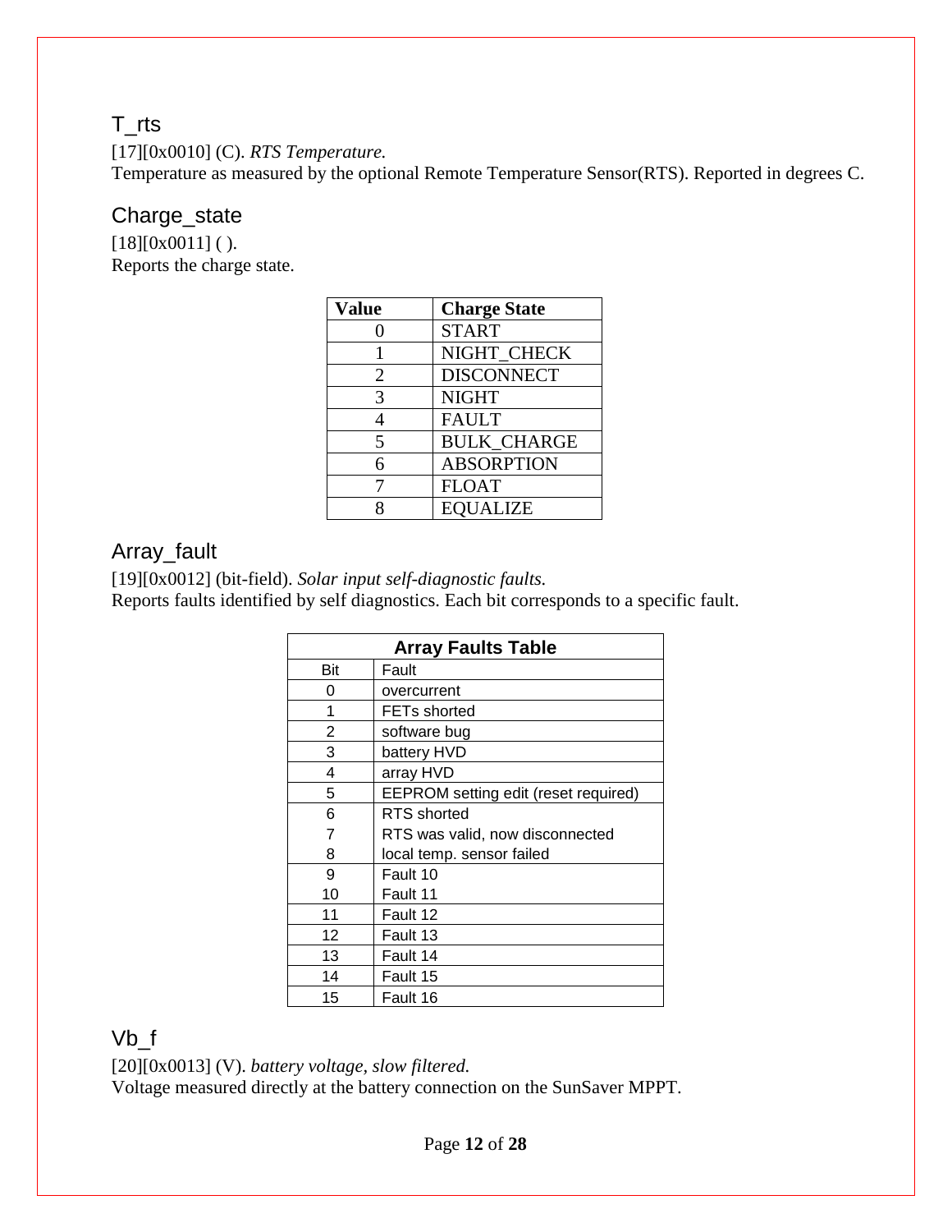## T_rts

[17][0x0010] (C). *RTS Temperature.*
Temperature as measured by the optional Remote Temperature Sensor(RTS). Reported in degrees C.

## Charge_state

[18][0x0011] ( ).
Reports the charge state.

| Value | Charge State |
|---|---|
| 0 | START |
| 1 | NIGHT_CHECK |
| 2 | DISCONNECT |
| 3 | NIGHT |
| 4 | FAULT |
| 5 | BULK_CHARGE |
| 6 | ABSORPTION |
| 7 | FLOAT |
| 8 | EQUALIZE |

## Array_fault

[19][0x0012] (bit-field). *Solar input self-diagnostic faults.*
Reports faults identified by self diagnostics. Each bit corresponds to a specific fault.

| **Array Faults Table** | |
|---|---|
| Bit | Fault |
| 0 | overcurrent |
| 1 | FETs shorted |
| 2 | software bug |
| 3 | battery HVD |
| 4 | array HVD |
| 5 | EEPROM setting edit (reset required) |
| 6 | RTS shorted |
| 7 | RTS was valid, now disconnected |
| 8 | local temp. sensor failed |
| 9 | Fault 10 |
| 10 | Fault 11 |
| 11 | Fault 12 |
| 12 | Fault 13 |
| 13 | Fault 14 |
| 14 | Fault 15 |
| 15 | Fault 16 |

## Vb_f

[20][0x0013] (V). *battery voltage, slow filtered.*
Voltage measured directly at the battery connection on the SunSaver MPPT.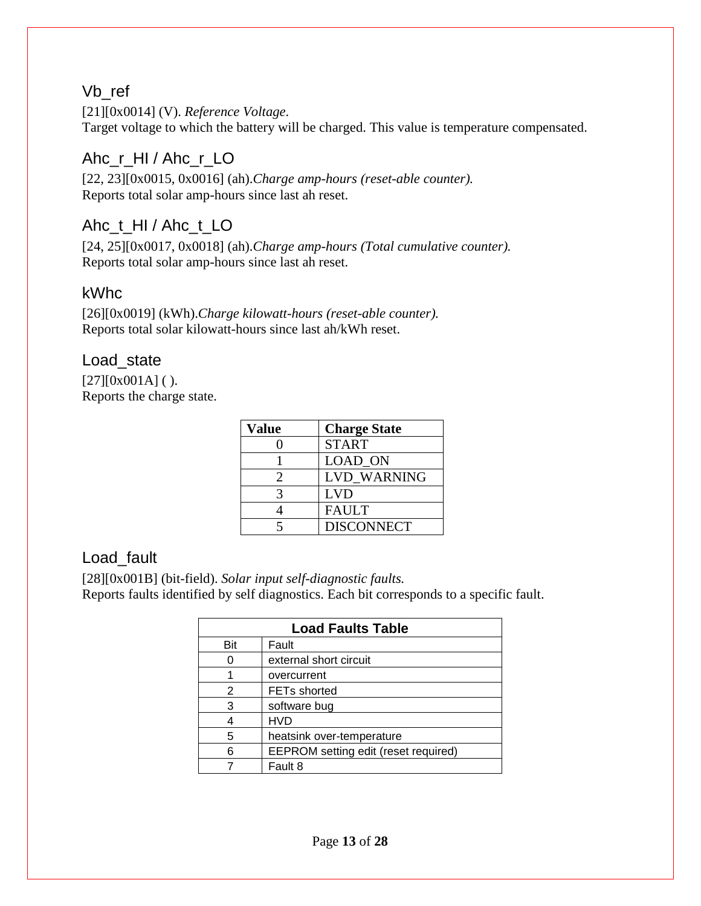## Vb_ref

[21][0x0014] (V). *Reference Voltage*.
Target voltage to which the battery will be charged. This value is temperature compensated.

## Ahc_r_HI / Ahc_r_LO

[22, 23][0x0015, 0x0016] (ah).*Charge amp-hours (reset-able counter).*
Reports total solar amp-hours since last ah reset.

## Ahc_t_HI / Ahc_t_LO

[24, 25][0x0017, 0x0018] (ah).*Charge amp-hours (Total cumulative counter).*
Reports total solar amp-hours since last ah reset.

## kWhc

[26][0x0019] (kWh).*Charge kilowatt-hours (reset-able counter).*
Reports total solar kilowatt-hours since last ah/kWh reset.

## Load_state

[27][0x001A] ( ).
Reports the charge state.

| Value | Charge State |
|---|---|
| 0 | START |
| 1 | LOAD_ON |
| 2 | LVD_WARNING |
| 3 | LVD |
| 4 | FAULT |
| 5 | DISCONNECT |

## Load_fault

[28][0x001B] (bit-field). *Solar input self-diagnostic faults.*
Reports faults identified by self diagnostics. Each bit corresponds to a specific fault.

| **Load Faults Table** | |
|---|---|
| Bit | Fault |
| 0 | external short circuit |
| 1 | overcurrent |
| 2 | FETs shorted |
| 3 | software bug |
| 4 | HVD |
| 5 | heatsink over-temperature |
| 6 | EEPROM setting edit (reset required) |
| 7 | Fault 8 |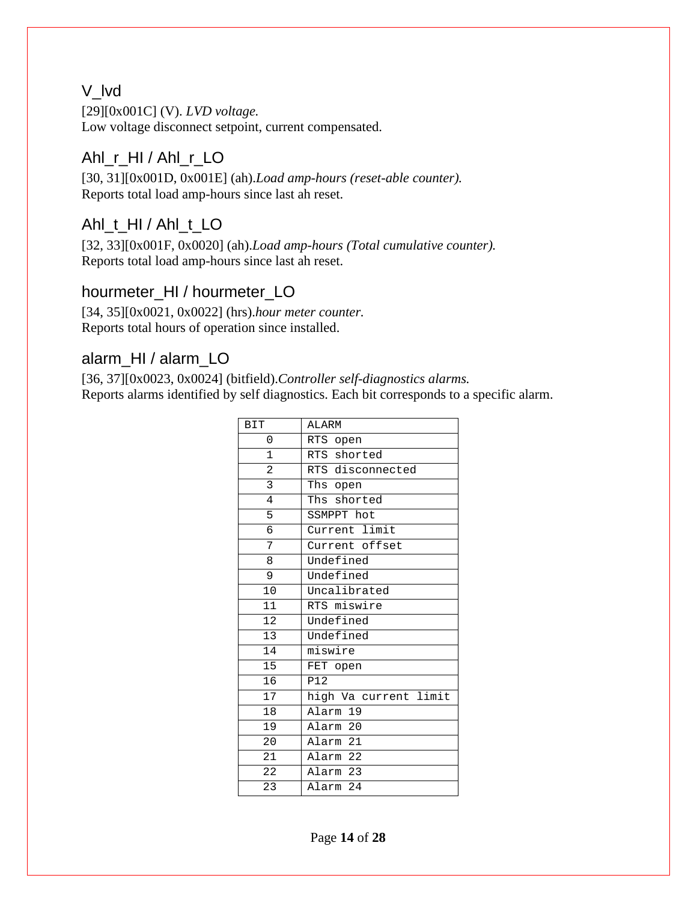## V_lvd

[29][0x001C] (V). *LVD voltage.*
Low voltage disconnect setpoint, current compensated.

## Ahl_r_HI / Ahl_r_LO

[30, 31][0x001D, 0x001E] (ah).*Load amp-hours (reset-able counter).*
Reports total load amp-hours since last ah reset.

## Ahl_t_HI / Ahl_t_LO

[32, 33][0x001F, 0x0020] (ah).*Load amp-hours (Total cumulative counter).*
Reports total load amp-hours since last ah reset.

## hourmeter_HI / hourmeter_LO

[34, 35][0x0021, 0x0022] (hrs).*hour meter counter.*
Reports total hours of operation since installed.

## alarm_HI / alarm_LO

[36, 37][0x0023, 0x0024] (bitfield).*Controller self-diagnostics alarms.*
Reports alarms identified by self diagnostics. Each bit corresponds to a specific alarm.

| BIT | ALARM |
|---|---|
| 0 | RTS open |
| 1 | RTS shorted |
| 2 | RTS disconnected |
| 3 | Ths open |
| 4 | Ths shorted |
| 5 | SSMPPT hot |
| 6 | Current limit |
| 7 | Current offset |
| 8 | Undefined |
| 9 | Undefined |
| 10 | Uncalibrated |
| 11 | RTS miswire |
| 12 | Undefined |
| 13 | Undefined |
| 14 | miswire |
| 15 | FET open |
| 16 | P12 |
| 17 | high Va current limit |
| 18 | Alarm 19 |
| 19 | Alarm 20 |
| 20 | Alarm 21 |
| 21 | Alarm 22 |
| 22 | Alarm 23 |
| 23 | Alarm 24 |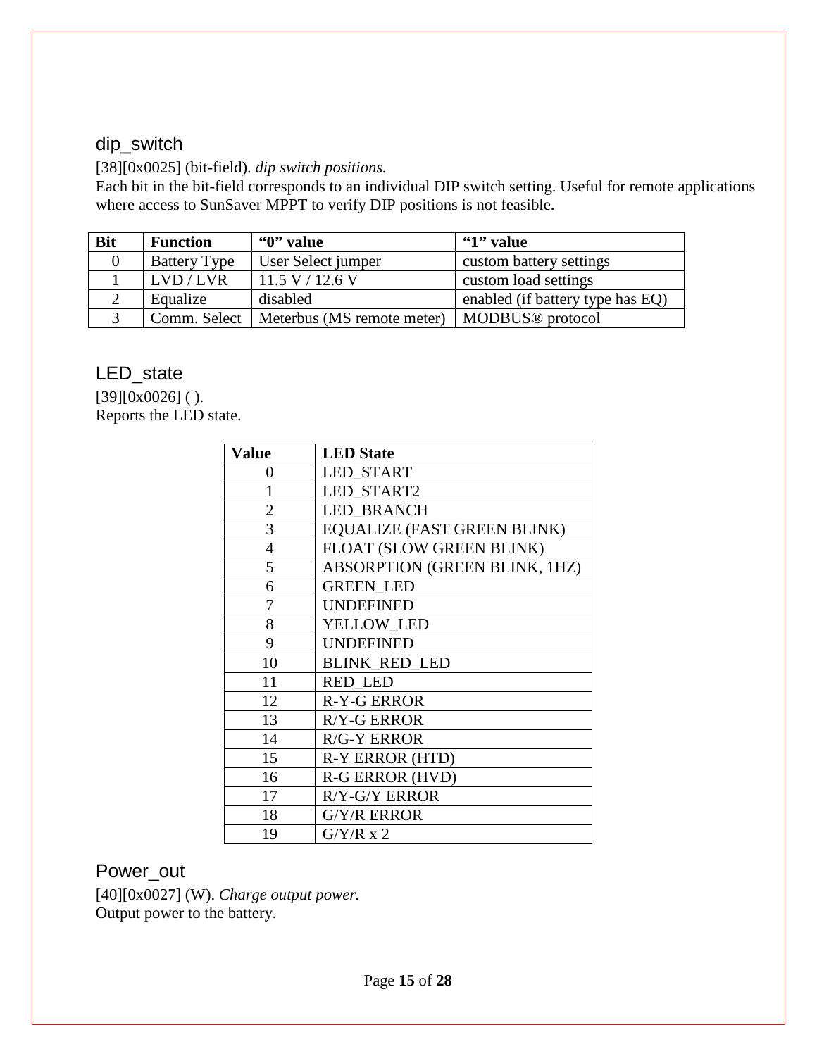## dip_switch

[38][0x0025] (bit-field). *dip switch positions.*
Each bit in the bit-field corresponds to an individual DIP switch setting. Useful for remote applications where access to SunSaver MPPT to verify DIP positions is not feasible.

| Bit | Function | "0" value | "1" value |
|---|---|---|---|
| 0 | Battery Type | User Select jumper | custom battery settings |
| 1 | LVD / LVR | 11.5 V / 12.6 V | custom load settings |
| 2 | Equalize | disabled | enabled (if battery type has EQ) |
| 3 | Comm. Select | Meterbus (MS remote meter) | MODBUS® protocol |

## LED_state

[39][0x0026] ( ).
Reports the LED state.

| Value | LED State |
|---|---|
| 0 | LED_START |
| 1 | LED_START2 |
| 2 | LED_BRANCH |
| 3 | EQUALIZE (FAST GREEN BLINK) |
| 4 | FLOAT (SLOW GREEN BLINK) |
| 5 | ABSORPTION (GREEN BLINK, 1HZ) |
| 6 | GREEN_LED |
| 7 | UNDEFINED |
| 8 | YELLOW_LED |
| 9 | UNDEFINED |
| 10 | BLINK_RED_LED |
| 11 | RED_LED |
| 12 | R-Y-G ERROR |
| 13 | R/Y-G ERROR |
| 14 | R/G-Y ERROR |
| 15 | R-Y ERROR (HTD) |
| 16 | R-G ERROR (HVD) |
| 17 | R/Y-G/Y ERROR |
| 18 | G/Y/R ERROR |
| 19 | G/Y/R x 2 |

## Power_out

[40][0x0027] (W). *Charge output power.*
Output power to the battery.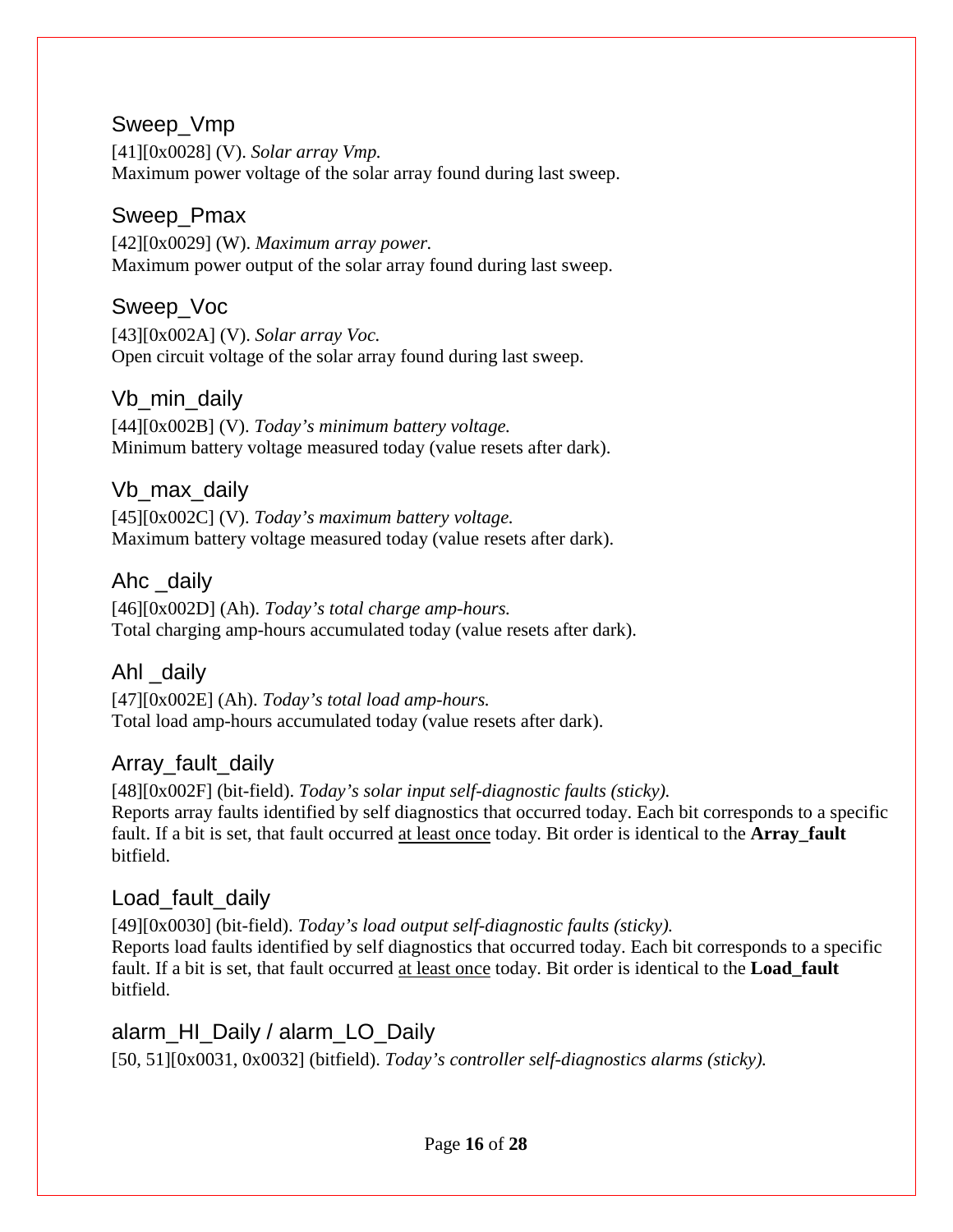## Sweep_Vmp

[41][0x0028] (V). *Solar array Vmp.*
Maximum power voltage of the solar array found during last sweep.

## Sweep_Pmax

[42][0x0029] (W). *Maximum array power.*
Maximum power output of the solar array found during last sweep.

## Sweep_Voc

[43][0x002A] (V). *Solar array Voc.*
Open circuit voltage of the solar array found during last sweep.

## Vb_min_daily

[44][0x002B] (V). *Today's minimum battery voltage.*
Minimum battery voltage measured today (value resets after dark).

## Vb_max_daily

[45][0x002C] (V). *Today's maximum battery voltage.*
Maximum battery voltage measured today (value resets after dark).

## Ahc _daily

[46][0x002D] (Ah). *Today's total charge amp-hours.*
Total charging amp-hours accumulated today (value resets after dark).

## Ahl _daily

[47][0x002E] (Ah). *Today's total load amp-hours.*
Total load amp-hours accumulated today (value resets after dark).

## Array_fault_daily

[48][0x002F] (bit-field). *Today's solar input self-diagnostic faults (sticky).*
Reports array faults identified by self diagnostics that occurred today. Each bit corresponds to a specific fault. If a bit is set, that fault occurred at least once today. Bit order is identical to the **Array_fault** bitfield.

## Load_fault_daily

[49][0x0030] (bit-field). *Today's load output self-diagnostic faults (sticky).*
Reports load faults identified by self diagnostics that occurred today. Each bit corresponds to a specific fault. If a bit is set, that fault occurred at least once today. Bit order is identical to the **Load_fault** bitfield.

## alarm_HI_Daily / alarm_LO_Daily

[50, 51][0x0031, 0x0032] (bitfield). *Today's controller self-diagnostics alarms (sticky).*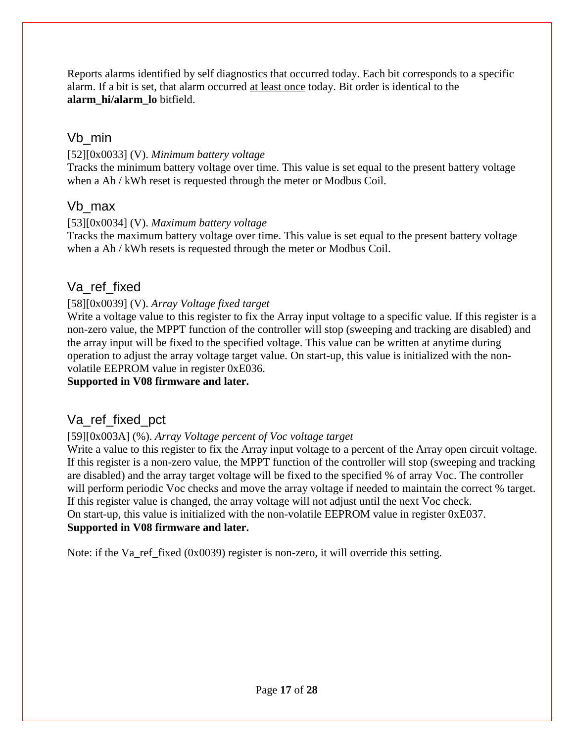Reports alarms identified by self diagnostics that occurred today. Each bit corresponds to a specific alarm. If a bit is set, that alarm occurred at least once today. Bit order is identical to the **alarm_hi/alarm_lo** bitfield.

## Vb_min

[52][0x0033] (V). *Minimum battery voltage*
Tracks the minimum battery voltage over time. This value is set equal to the present battery voltage when a Ah / kWh reset is requested through the meter or Modbus Coil.

## Vb_max

[53][0x0034] (V). *Maximum battery voltage*
Tracks the maximum battery voltage over time. This value is set equal to the present battery voltage when a Ah / kWh resets is requested through the meter or Modbus Coil.

## Va_ref_fixed

[58][0x0039] (V). *Array Voltage fixed target*
Write a voltage value to this register to fix the Array input voltage to a specific value. If this register is a non-zero value, the MPPT function of the controller will stop (sweeping and tracking are disabled) and the array input will be fixed to the specified voltage. This value can be written at anytime during operation to adjust the array voltage target value. On start-up, this value is initialized with the non-volatile EEPROM value in register 0xE036.
**Supported in V08 firmware and later.**

## Va_ref_fixed_pct

[59][0x003A] (%). *Array Voltage percent of Voc voltage target*
Write a value to this register to fix the Array input voltage to a percent of the Array open circuit voltage. If this register is a non-zero value, the MPPT function of the controller will stop (sweeping and tracking are disabled) and the array target voltage will be fixed to the specified % of array Voc. The controller will perform periodic Voc checks and move the array voltage if needed to maintain the correct % target. If this register value is changed, the array voltage will not adjust until the next Voc check.
On start-up, this value is initialized with the non-volatile EEPROM value in register 0xE037.
**Supported in V08 firmware and later.**

Note: if the Va_ref_fixed (0x0039) register is non-zero, it will override this setting.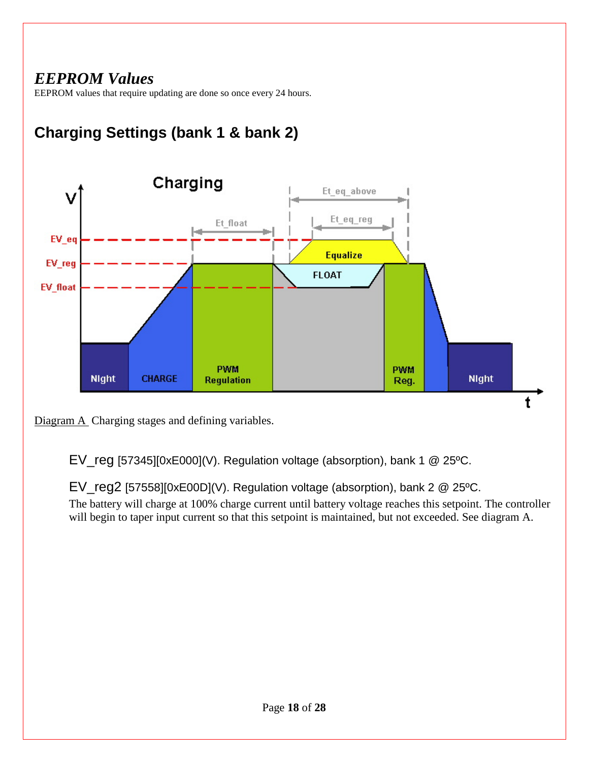## *EEPROM Values*

EEPROM values that require updating are done so once every 24 hours.

## Charging Settings (bank 1 & bank 2)

Diagram A Charging stages and defining variables.

EV_reg [57345][0xE000](V). Regulation voltage (absorption), bank 1 @ 25ºC.

EV_reg2 [57558][0xE00D](V). Regulation voltage (absorption), bank 2 @ 25ºC.

The battery will charge at 100% charge current until battery voltage reaches this setpoint. The controller will begin to taper input current so that this setpoint is maintained, but not exceeded. See diagram A.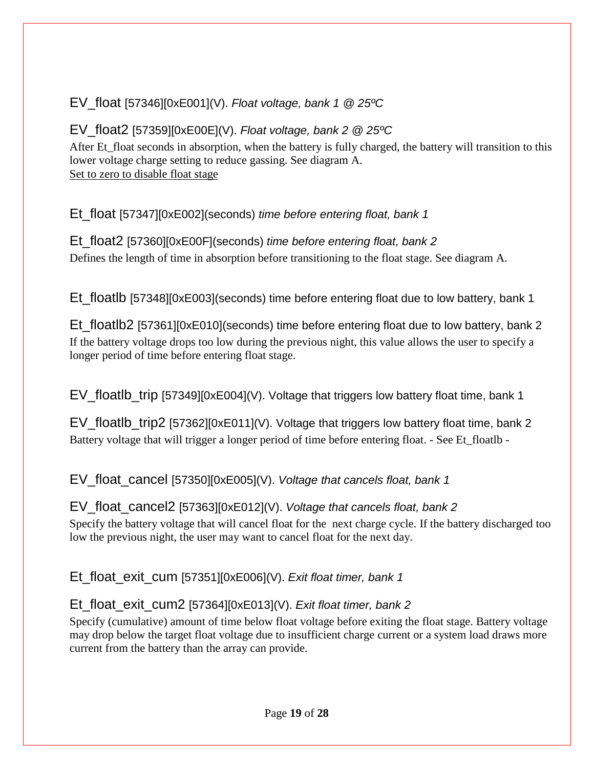EV_float [57346][0xE001](V). *Float voltage, bank 1 @ 25ºC*

EV_float2 [57359][0xE00E](V). *Float voltage, bank 2 @ 25ºC*

After Et_float seconds in absorption, when the battery is fully charged, the battery will transition to this lower voltage charge setting to reduce gassing. See diagram A.
<u>Set to zero to disable float stage</u>

Et_float [57347][0xE002](seconds) *time before entering float, bank 1*

Et_float2 [57360][0xE00F](seconds) *time before entering float, bank 2*

Defines the length of time in absorption before transitioning to the float stage. See diagram A.

Et_floatlb [57348][0xE003](seconds) time before entering float due to low battery, bank 1

Et_floatlb2 [57361][0xE010](seconds) time before entering float due to low battery, bank 2

If the battery voltage drops too low during the previous night, this value allows the user to specify a longer period of time before entering float stage.

EV_floatlb_trip [57349][0xE004](V). Voltage that triggers low battery float time, bank 1

EV_floatlb_trip2 [57362][0xE011](V). Voltage that triggers low battery float time, bank 2

Battery voltage that will trigger a longer period of time before entering float. - See Et_floatlb -

EV_float_cancel [57350][0xE005](V). *Voltage that cancels float, bank 1*

EV_float_cancel2 [57363][0xE012](V). *Voltage that cancels float, bank 2*

Specify the battery voltage that will cancel float for the next charge cycle. If the battery discharged too low the previous night, the user may want to cancel float for the next day.

Et_float_exit_cum [57351][0xE006](V). *Exit float timer, bank 1*

Et_float_exit_cum2 [57364][0xE013](V). *Exit float timer, bank 2*

Specify (cumulative) amount of time below float voltage before exiting the float stage. Battery voltage may drop below the target float voltage due to insufficient charge current or a system load draws more current from the battery than the array can provide.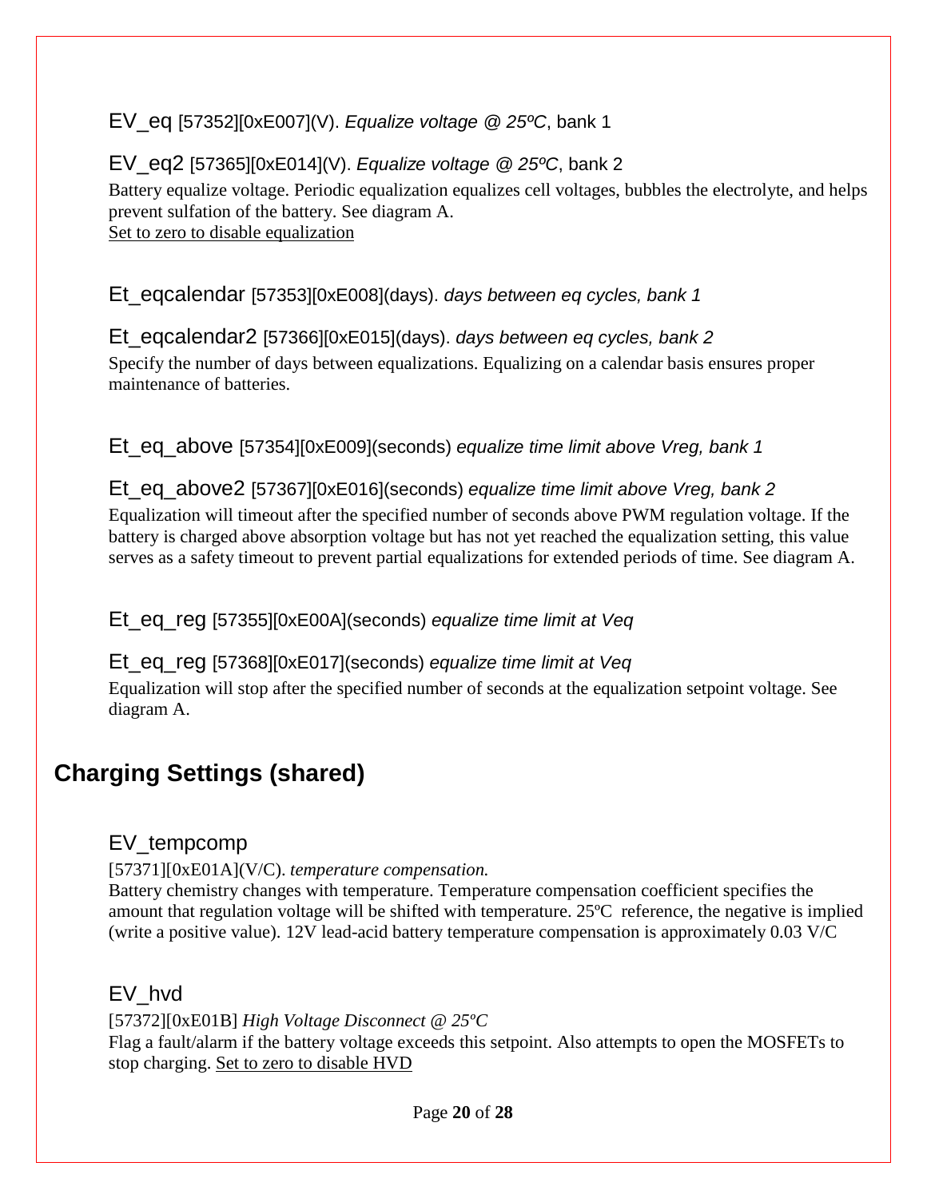### EV_eq [57352][0xE007](V). *Equalize voltage @ 25ºC*, bank 1

### EV_eq2 [57365][0xE014](V). *Equalize voltage @ 25ºC*, bank 2

Battery equalize voltage. Periodic equalization equalizes cell voltages, bubbles the electrolyte, and helps prevent sulfation of the battery. See diagram A.
Set to zero to disable equalization

### Et_eqcalendar [57353][0xE008](days). *days between eq cycles, bank 1*

### Et_eqcalendar2 [57366][0xE015](days). *days between eq cycles, bank 2*

Specify the number of days between equalizations. Equalizing on a calendar basis ensures proper maintenance of batteries.

### Et_eq_above [57354][0xE009](seconds) *equalize time limit above Vreg, bank 1*

### Et_eq_above2 [57367][0xE016](seconds) *equalize time limit above Vreg, bank 2*

Equalization will timeout after the specified number of seconds above PWM regulation voltage. If the battery is charged above absorption voltage but has not yet reached the equalization setting, this value serves as a safety timeout to prevent partial equalizations for extended periods of time. See diagram A.

### Et_eq_reg [57355][0xE00A](seconds) *equalize time limit at Veq*

### Et_eq_reg [57368][0xE017](seconds) *equalize time limit at Veq*

Equalization will stop after the specified number of seconds at the equalization setpoint voltage. See diagram A.

## Charging Settings (shared)

### EV_tempcomp

[57371][0xE01A](V/C). *temperature compensation.*
Battery chemistry changes with temperature. Temperature compensation coefficient specifies the amount that regulation voltage will be shifted with temperature. 25ºC reference, the negative is implied (write a positive value). 12V lead-acid battery temperature compensation is approximately 0.03 V/C

### EV_hvd

[57372][0xE01B] *High Voltage Disconnect @ 25ºC*
Flag a fault/alarm if the battery voltage exceeds this setpoint. Also attempts to open the MOSFETs to stop charging. Set to zero to disable HVD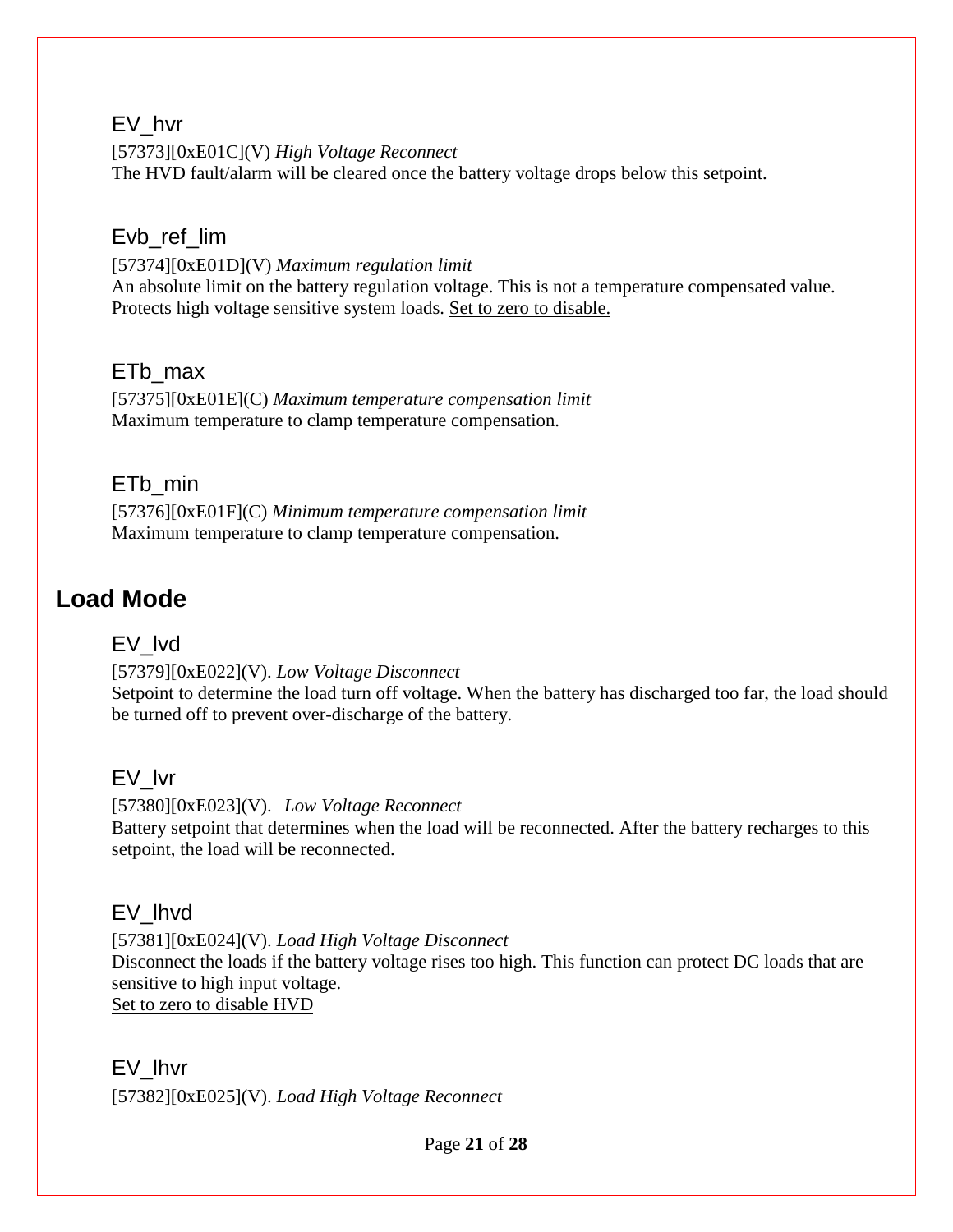### EV_hvr

[57373][0xE01C](V) *High Voltage Reconnect*
The HVD fault/alarm will be cleared once the battery voltage drops below this setpoint.

### Evb_ref_lim

[57374][0xE01D](V) *Maximum regulation limit*
An absolute limit on the battery regulation voltage. This is not a temperature compensated value. Protects high voltage sensitive system loads. <u>Set to zero to disable.</u>

### ETb_max

[57375][0xE01E](C) *Maximum temperature compensation limit*
Maximum temperature to clamp temperature compensation.

### ETb_min

[57376][0xE01F](C) *Minimum temperature compensation limit*
Maximum temperature to clamp temperature compensation.

## Load Mode

### EV_lvd

[57379][0xE022](V). *Low Voltage Disconnect*
Setpoint to determine the load turn off voltage. When the battery has discharged too far, the load should be turned off to prevent over-discharge of the battery.

### EV_lvr

[57380][0xE023](V). *Low Voltage Reconnect*
Battery setpoint that determines when the load will be reconnected. After the battery recharges to this setpoint, the load will be reconnected.

### EV_lhvd

[57381][0xE024](V). *Load High Voltage Disconnect*
Disconnect the loads if the battery voltage rises too high. This function can protect DC loads that are sensitive to high input voltage.
<u>Set to zero to disable HVD</u>

### EV_lhvr

[57382][0xE025](V). *Load High Voltage Reconnect*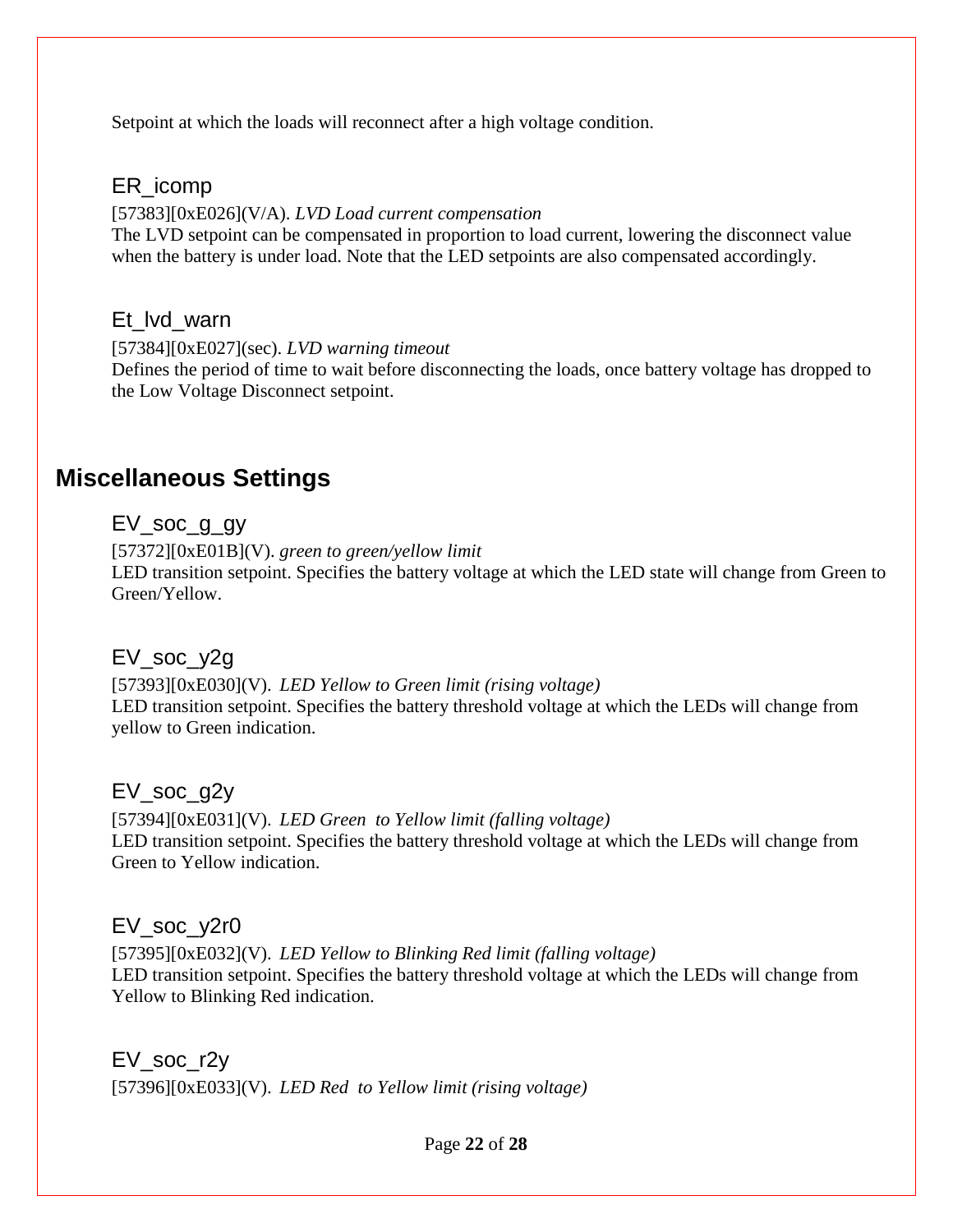Setpoint at which the loads will reconnect after a high voltage condition.

### ER_icomp

[57383][0xE026](V/A). *LVD Load current compensation*
The LVD setpoint can be compensated in proportion to load current, lowering the disconnect value when the battery is under load. Note that the LED setpoints are also compensated accordingly.

### Et_lvd_warn

[57384][0xE027](sec). *LVD warning timeout*
Defines the period of time to wait before disconnecting the loads, once battery voltage has dropped to the Low Voltage Disconnect setpoint.

## Miscellaneous Settings

### EV_soc_g_gy

[57372][0xE01B](V). *green to green/yellow limit*
LED transition setpoint. Specifies the battery voltage at which the LED state will change from Green to Green/Yellow.

### EV_soc_y2g

[57393][0xE030](V). *LED Yellow to Green limit (rising voltage)*
LED transition setpoint. Specifies the battery threshold voltage at which the LEDs will change from yellow to Green indication.

### EV_soc_g2y

[57394][0xE031](V). *LED Green to Yellow limit (falling voltage)*
LED transition setpoint. Specifies the battery threshold voltage at which the LEDs will change from Green to Yellow indication.

### EV_soc_y2r0

[57395][0xE032](V). *LED Yellow to Blinking Red limit (falling voltage)*
LED transition setpoint. Specifies the battery threshold voltage at which the LEDs will change from Yellow to Blinking Red indication.

### EV_soc_r2y

[57396][0xE033](V). *LED Red to Yellow limit (rising voltage)*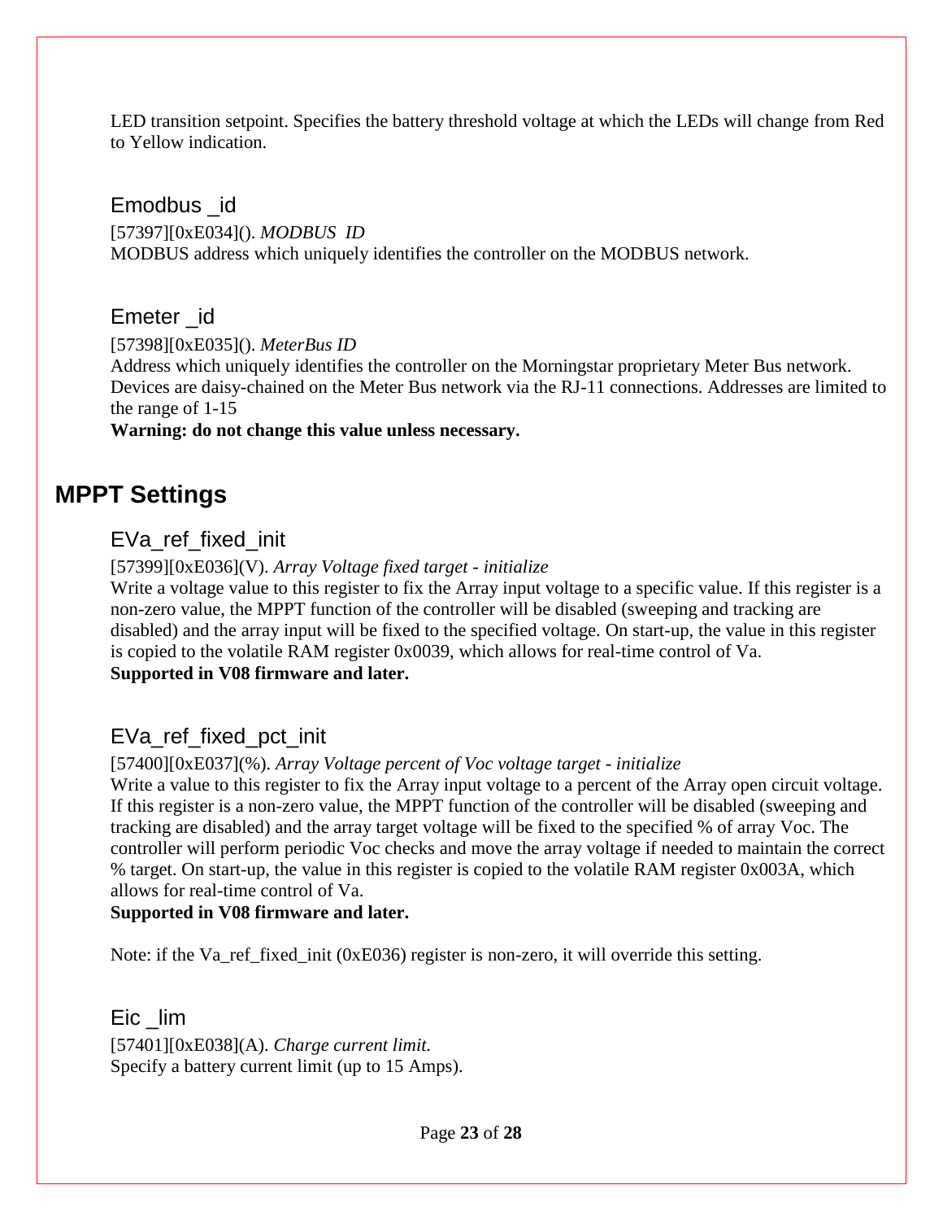LED transition setpoint. Specifies the battery threshold voltage at which the LEDs will change from Red to Yellow indication.

### Emodbus _id

[57397][0xE034](). *MODBUS ID*
MODBUS address which uniquely identifies the controller on the MODBUS network.

### Emeter _id

[57398][0xE035](). *MeterBus ID*
Address which uniquely identifies the controller on the Morningstar proprietary Meter Bus network. Devices are daisy-chained on the Meter Bus network via the RJ-11 connections. Addresses are limited to the range of 1-15
**Warning: do not change this value unless necessary.**

## MPPT Settings

### EVa_ref_fixed_init

[57399][0xE036](V). *Array Voltage fixed target - initialize*
Write a voltage value to this register to fix the Array input voltage to a specific value. If this register is a non-zero value, the MPPT function of the controller will be disabled (sweeping and tracking are disabled) and the array input will be fixed to the specified voltage. On start-up, the value in this register is copied to the volatile RAM register 0x0039, which allows for real-time control of Va.
**Supported in V08 firmware and later.**

### EVa_ref_fixed_pct_init

[57400][0xE037](%). *Array Voltage percent of Voc voltage target - initialize*
Write a value to this register to fix the Array input voltage to a percent of the Array open circuit voltage. If this register is a non-zero value, the MPPT function of the controller will be disabled (sweeping and tracking are disabled) and the array target voltage will be fixed to the specified % of array Voc. The controller will perform periodic Voc checks and move the array voltage if needed to maintain the correct % target. On start-up, the value in this register is copied to the volatile RAM register 0x003A, which allows for real-time control of Va.
**Supported in V08 firmware and later.**

Note: if the Va_ref_fixed_init (0xE036) register is non-zero, it will override this setting.

### Eic _lim

[57401][0xE038](A). *Charge current limit.*
Specify a battery current limit (up to 15 Amps).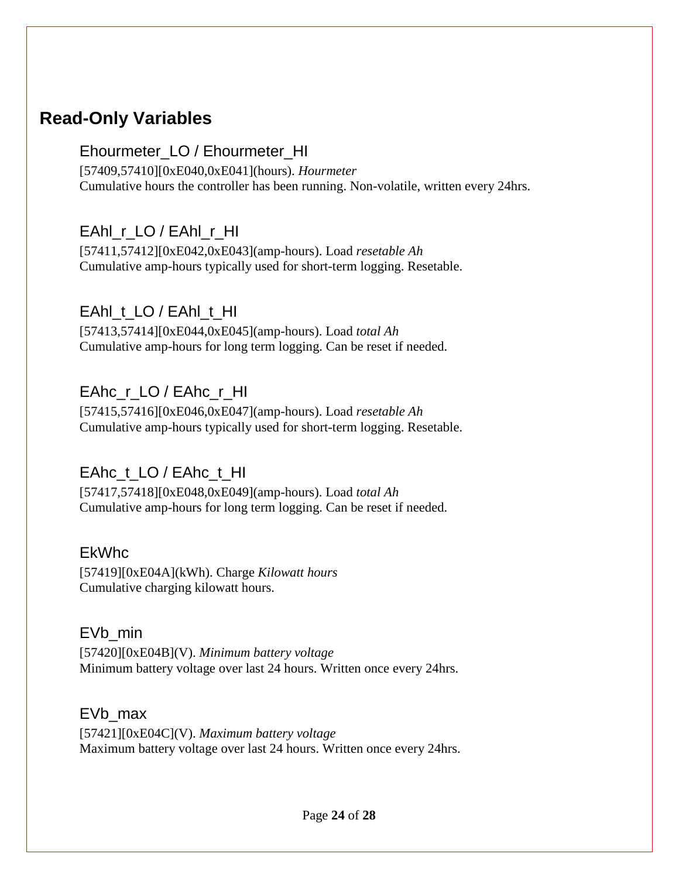## Read-Only Variables

### Ehourmeter_LO / Ehourmeter_HI

[57409,57410][0xE040,0xE041](hours). *Hourmeter*
Cumulative hours the controller has been running. Non-volatile, written every 24hrs.

### EAhl_r_LO / EAhl_r_HI

[57411,57412][0xE042,0xE043](amp-hours). Load *resetable Ah*
Cumulative amp-hours typically used for short-term logging. Resetable.

### EAhl_t_LO / EAhl_t_HI

[57413,57414][0xE044,0xE045](amp-hours). Load *total Ah*
Cumulative amp-hours for long term logging. Can be reset if needed.

### EAhc_r_LO / EAhc_r_HI

[57415,57416][0xE046,0xE047](amp-hours). Load *resetable Ah*
Cumulative amp-hours typically used for short-term logging. Resetable.

### EAhc_t_LO / EAhc_t_HI

[57417,57418][0xE048,0xE049](amp-hours). Load *total Ah*
Cumulative amp-hours for long term logging. Can be reset if needed.

### EkWhc

[57419][0xE04A](kWh). Charge *Kilowatt hours*
Cumulative charging kilowatt hours.

### EVb_min

[57420][0xE04B](V). *Minimum battery voltage*
Minimum battery voltage over last 24 hours. Written once every 24hrs.

### EVb_max

[57421][0xE04C](V). *Maximum battery voltage*
Maximum battery voltage over last 24 hours. Written once every 24hrs.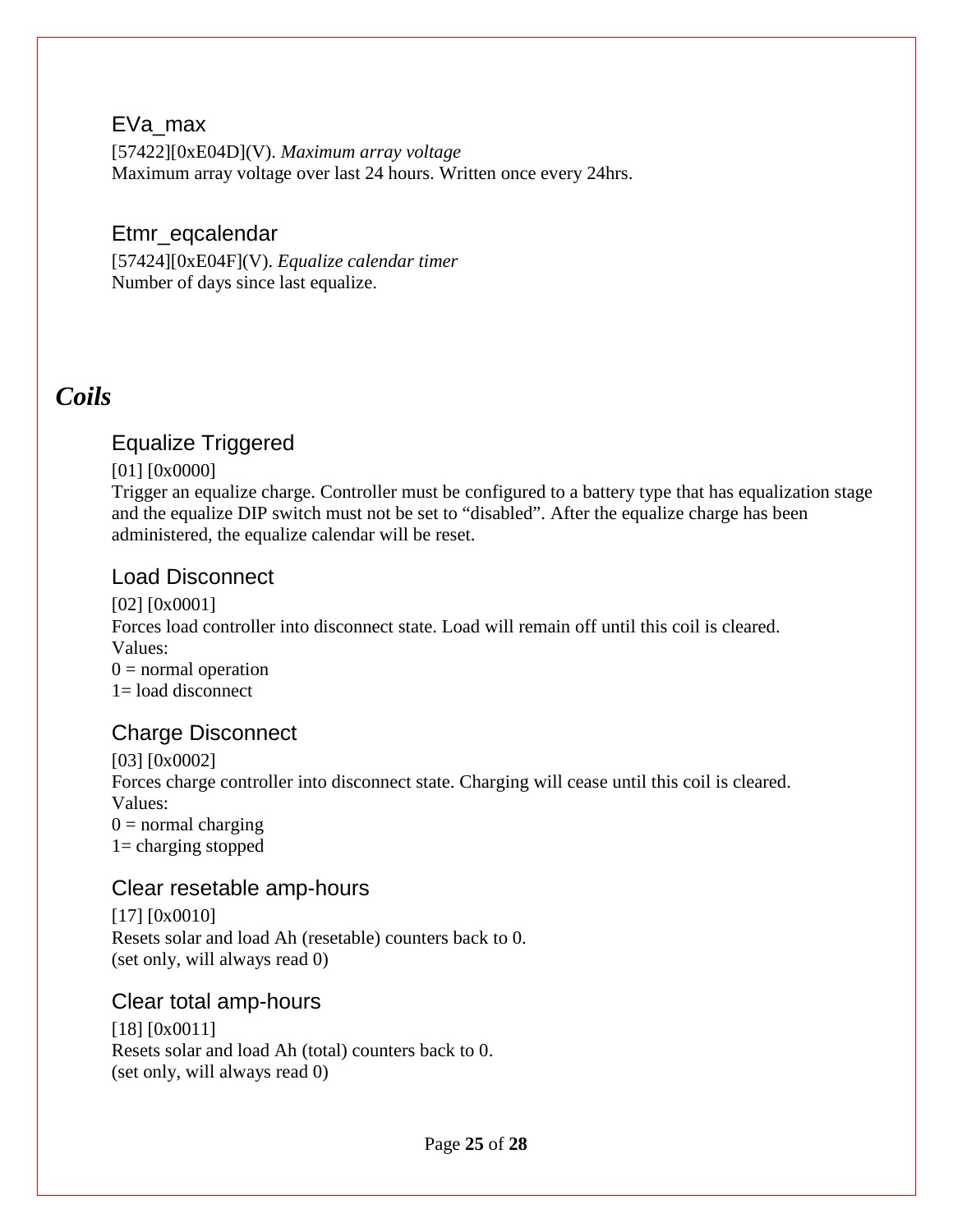### EVa_max

[57422][0xE04D](V). *Maximum array voltage*
Maximum array voltage over last 24 hours. Written once every 24hrs.

### Etmr_eqcalendar

[57424][0xE04F](V). *Equalize calendar timer*
Number of days since last equalize.

## *Coils*

### Equalize Triggered

[01] [0x0000]
Trigger an equalize charge. Controller must be configured to a battery type that has equalization stage and the equalize DIP switch must not be set to "disabled". After the equalize charge has been administered, the equalize calendar will be reset.

### Load Disconnect

[02] [0x0001]
Forces load controller into disconnect state. Load will remain off until this coil is cleared.
Values:
0 = normal operation
1= load disconnect

### Charge Disconnect

[03] [0x0002]
Forces charge controller into disconnect state. Charging will cease until this coil is cleared.
Values:
0 = normal charging
1= charging stopped

### Clear resetable amp-hours

[17] [0x0010]
Resets solar and load Ah (resetable) counters back to 0.
(set only, will always read 0)

### Clear total amp-hours

[18] [0x0011]
Resets solar and load Ah (total) counters back to 0.
(set only, will always read 0)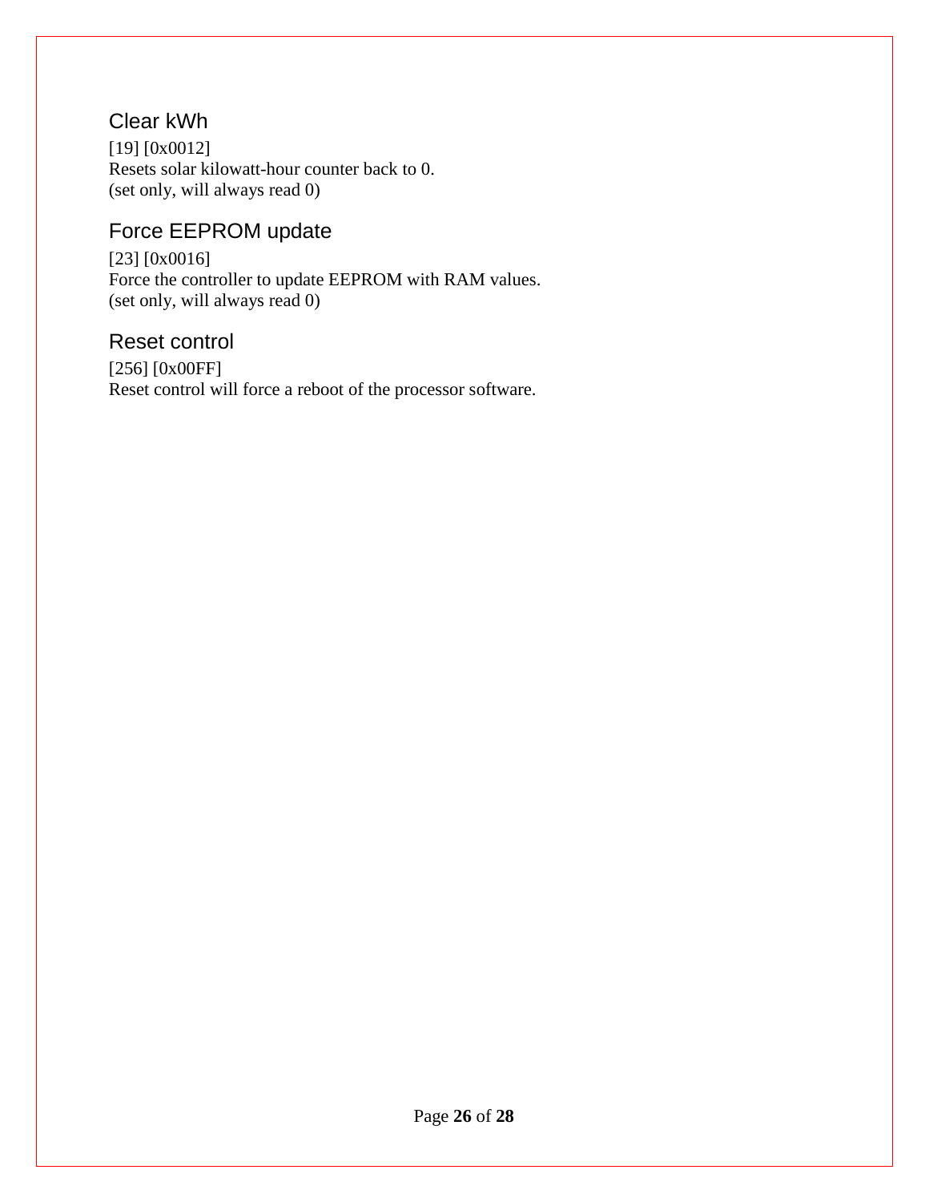## Clear kWh

[19] [0x0012]
Resets solar kilowatt-hour counter back to 0.
(set only, will always read 0)

## Force EEPROM update

[23] [0x0016]
Force the controller to update EEPROM with RAM values.
(set only, will always read 0)

## Reset control

[256] [0x00FF]
Reset control will force a reboot of the processor software.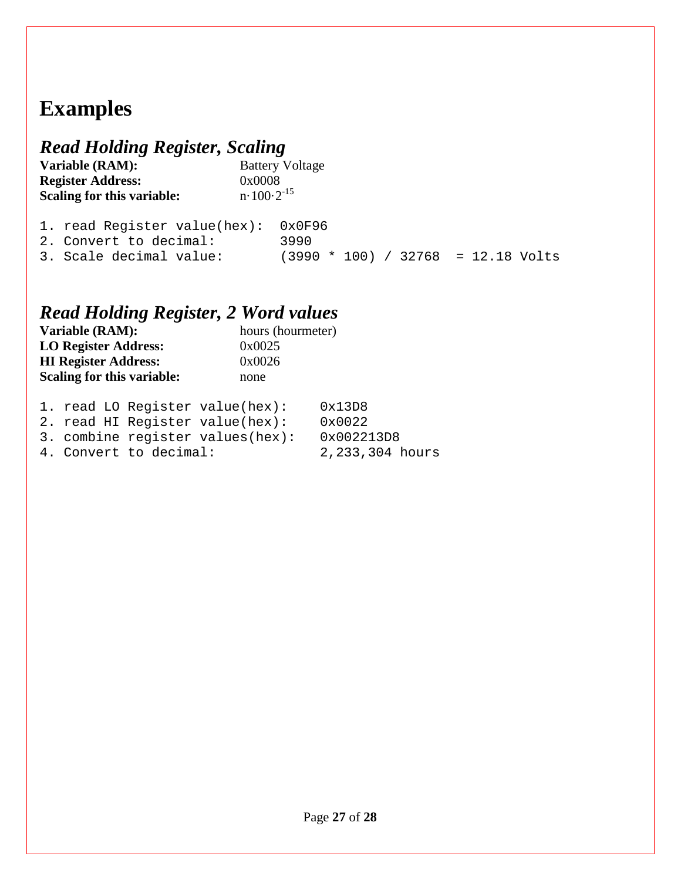# Examples

## *Read Holding Register, Scaling*

**Variable (RAM):** Battery Voltage
**Register Address:** 0x0008
**Scaling for this variable:** $n \cdot 100 \cdot 2^{-15}$

```
1. read Register value(hex):  0x0F96
2. Convert to decimal:        3990
3. Scale decimal value:       (3990 * 100) / 32768  = 12.18 Volts
```

## *Read Holding Register, 2 Word values*

**Variable (RAM):** hours (hourmeter)
**LO Register Address:** 0x0025
**HI Register Address:** 0x0026
**Scaling for this variable:** none

```
1. read LO Register value(hex):    0x13D8
2. read HI Register value(hex):    0x0022
3. combine register values(hex):   0x002213D8
4. Convert to decimal:             2,233,304 hours
```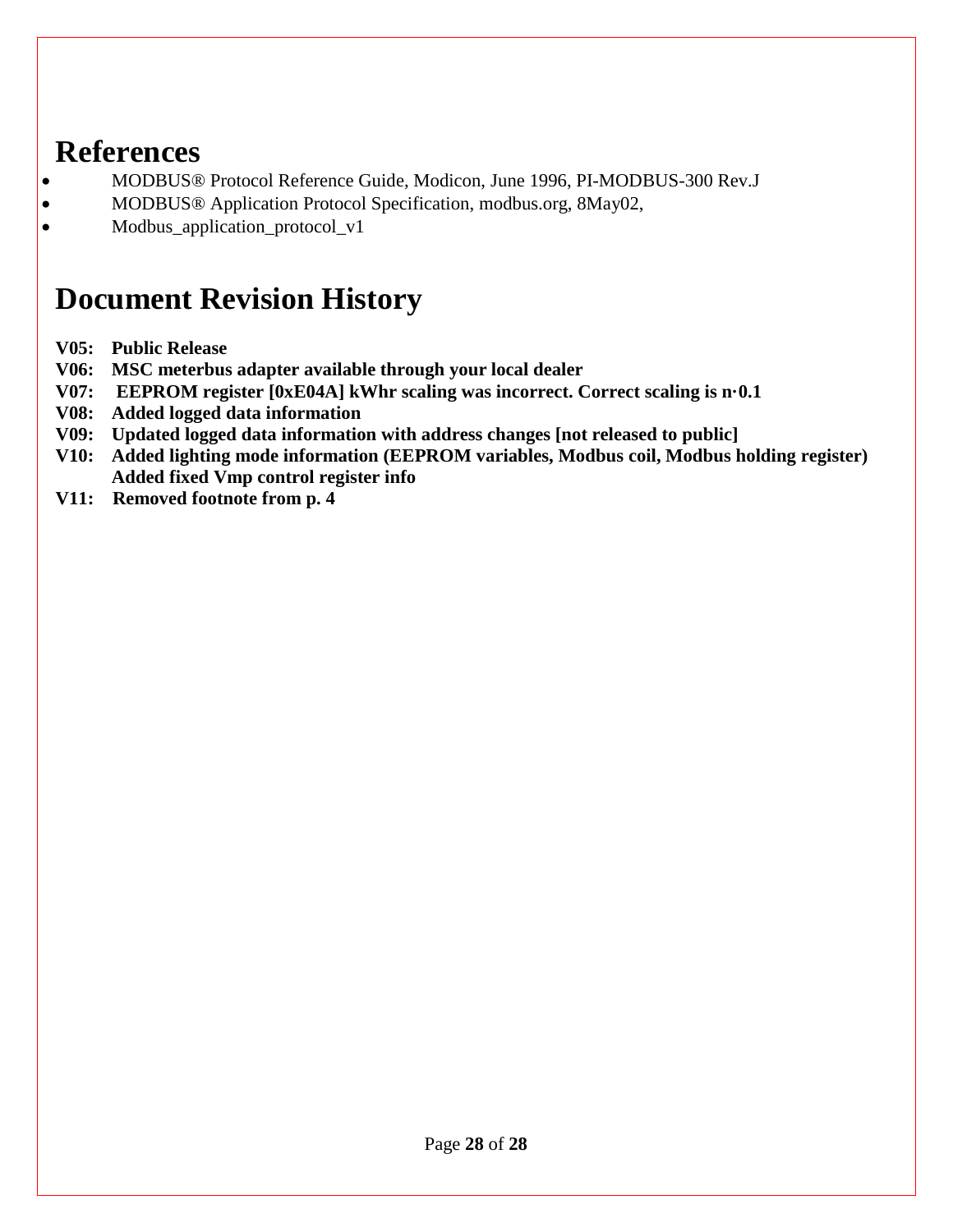# References

- MODBUS® Protocol Reference Guide, Modicon, June 1996, PI-MODBUS-300 Rev.J
- MODBUS® Application Protocol Specification, modbus.org, 8May02,
- Modbus_application_protocol_v1

# Document Revision History

**V05: Public Release**
**V06: MSC meterbus adapter available through your local dealer**
**V07: EEPROM register [0xE04A] kWhr scaling was incorrect. Correct scaling is n·0.1**
**V08: Added logged data information**
**V09: Updated logged data information with address changes [not released to public]**
**V10: Added lighting mode information (EEPROM variables, Modbus coil, Modbus holding register)**
**Added fixed Vmp control register info**
**V11: Removed footnote from p. 4**